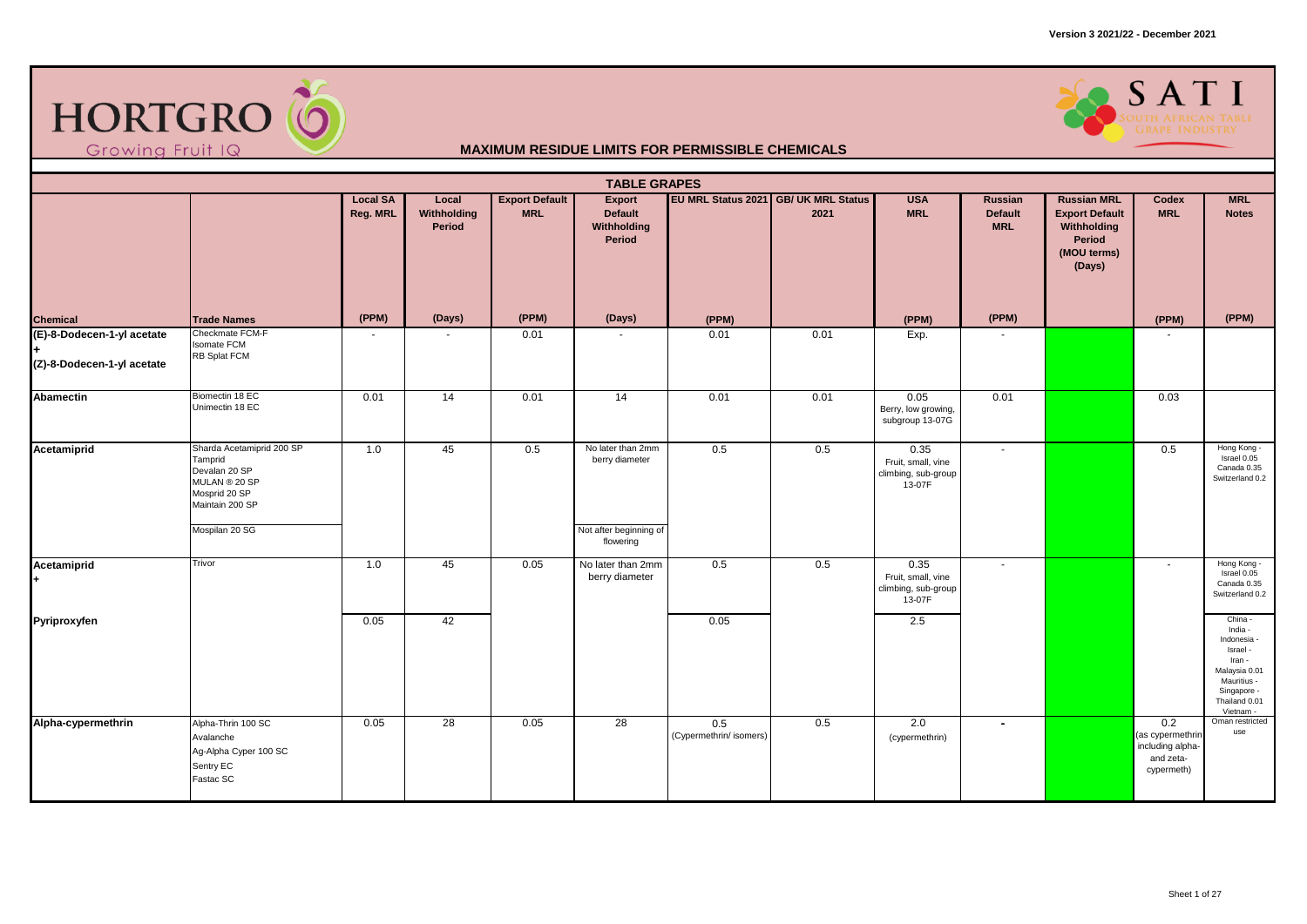# MAXIMUM RESIDUE LIMITS FOR PERMISSIBLE CHEMICALS

Version 3 2021/22 - December 2021

## TABLE GRAPES

| Chemical | Trade Names | Local SA Reg. MRL (PPM) | Local Withholding Period (Days) | Export Default MRL (PPM) | Export Default Withholding Period (Days) | EU MRL Status 2021 (PPM) | GB/ UK MRL Status 2021 | USA MRL (PPM) | Russian Default MRL (PPM) | Russian MRL Export Default Withholding Period (MOU terms) (Days) | Codex MRL (PPM) | MRL Notes (PPM) |
|---|---|---|---|---|---|---|---|---|---|---|---|---|
| (E)-8-Dodecen-1-yl acetate + (Z)-8-Dodecen-1-yl acetate | Checkmate FCM-F<br>Isomate FCM<br>RB Splat FCM | - | - | 0.01 | - | 0.01 | 0.01 | Exp. | - | | - | |
| Abamectin | Biomectin 18 EC<br>Unimectin 18 EC | 0.01 | 14 | 0.01 | 14 | 0.01 | 0.01 | 0.05 Berry, low growing, subgroup 13-07G | 0.01 | | 0.03 | |
| Acetamiprid | Sharda Acetamiprid 200 SP<br>Tamprid<br>Devalan 20 SP<br>MULAN ® 20 SP<br>Mosprid 20 SP<br>Maintain 200 SP | 1.0 | 45 | 0.5 | No later than 2mm berry diameter | 0.5 | 0.5 | 0.35 Fruit, small, vine climbing, sub-group 13-07F | - | | 0.5 | Hong Kong -<br>Israel 0.05<br>Canada 0.35<br>Switzerland 0.2 |
| | Mospilan 20 SG | | | | Not after beginning of flowering | | | | | | | |
| Acetamiprid + | Trivor | 1.0 | 45 | 0.05 | No later than 2mm berry diameter | 0.5 | 0.5 | 0.35 Fruit, small, vine climbing, sub-group 13-07F | - | | - | Hong Kong -<br>Israel 0.05<br>Canada 0.35<br>Switzerland 0.2 |
| Pyriproxyfen | | 0.05 | 42 | | | 0.05 | | 2.5 | | | | China -<br>India -<br>Indonesia -<br>Israel -<br>Iran -<br>Malaysia 0.01<br>Mauritius -<br>Singapore -<br>Thailand 0.01<br>Vietnam - |
| Alpha-cypermethrin | Alpha-Thrin 100 SC<br>Avalanche<br>Ag-Alpha Cyper 100 SC<br>Sentry EC<br>Fastac SC | 0.05 | 28 | 0.05 | 28 | 0.5 (Cypermethrin/ isomers) | 0.5 | 2.0 (cypermethrin) | - | | 0.2 (as cypermethrin including alpha- and zeta- cypermeth) | Oman restricted use |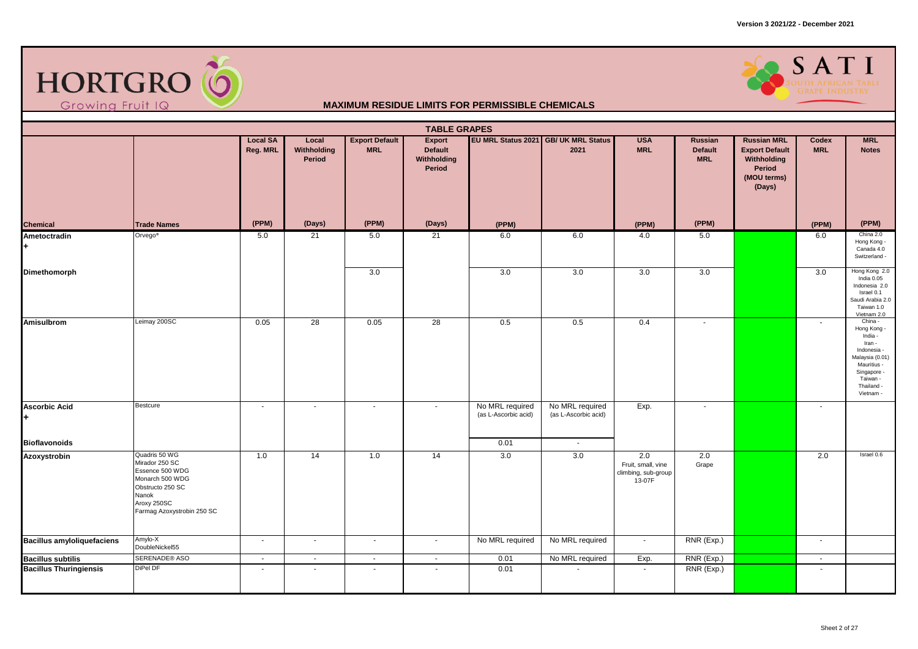# MAXIMUM RESIDUE LIMITS FOR PERMISSIBLE CHEMICALS

## TABLE GRAPES

| Chemical | Trade Names | Local SA Reg. MRL (PPM) | Local Withholding Period (Days) | Export Default MRL (PPM) | Export Default Withholding Period (Days) | EU MRL Status 2021 (PPM) | GB/ UK MRL Status 2021 | USA MRL (PPM) | Russian Default MRL (PPM) | Russian MRL Export Default Withholding Period (MOU terms) (Days) | Codex MRL (PPM) | MRL Notes (PPM) |
|---|---|---|---|---|---|---|---|---|---|---|---|---|
| **Ametoctradin** + | Orvego® | 5.0 | 21 | 5.0 | 21 | 6.0 | 6.0 | 4.0 | 5.0 | | 6.0 | China 2.0<br>Hong Kong -<br>Canada 4.0<br>Switzerland - |
| **Dimethomorph** | | | | 3.0 | | 3.0 | 3.0 | 3.0 | 3.0 | | 3.0 | Hong Kong 2.0<br>India 0.05<br>Indonesia 2.0<br>Israel 0.1<br>Saudi Arabia 2.0<br>Taiwan 1.0<br>Vietnam 2.0 |
| **Amisulbrom** | Leimay 200SC | 0.05 | 28 | 0.05 | 28 | 0.5 | 0.5 | 0.4 | - | | - | China -<br>Hong Kong -<br>India -<br>Iran -<br>Indonesia -<br>Malaysia (0.01)<br>Mauritius -<br>Singapore -<br>Taiwan -<br>Thailand -<br>Vietnam - |
| **Ascorbic Acid** + | Bestcure | - | - | - | - | No MRL required (as L-Ascorbic acid) | No MRL required (as L-Ascorbic acid) | Exp. | - | | - | |
| **Bioflavonoids** | | | | | | 0.01 | - | | | | | |
| **Azoxystrobin** | Quadris 50 WG<br>Mirador 250 SC<br>Essence 500 WDG<br>Monarch 500 WDG<br>Obstructo 250 SC<br>Nanok<br>Aroxy 250SC<br>Farmag Azoxystrobin 250 SC | 1.0 | 14 | 1.0 | 14 | 3.0 | 3.0 | 2.0<br>Fruit, small, vine climbing, sub-group 13-07F | 2.0<br>Grape | | 2.0 | Israel 0.6 |
| **Bacillus amyloliquefaciens** | Amylo-X<br>DoubleNickel55 | - | - | - | - | No MRL required | No MRL required | - | RNR (Exp.) | | - | |
| **Bacillus subtilis** | SERENADE® ASO | - | - | - | - | 0.01 | No MRL required | Exp. | RNR (Exp.) | | - | |
| **Bacillus Thuringiensis** | DiPel DF | - | - | - | - | 0.01 | - | - | RNR (Exp.) | | - | |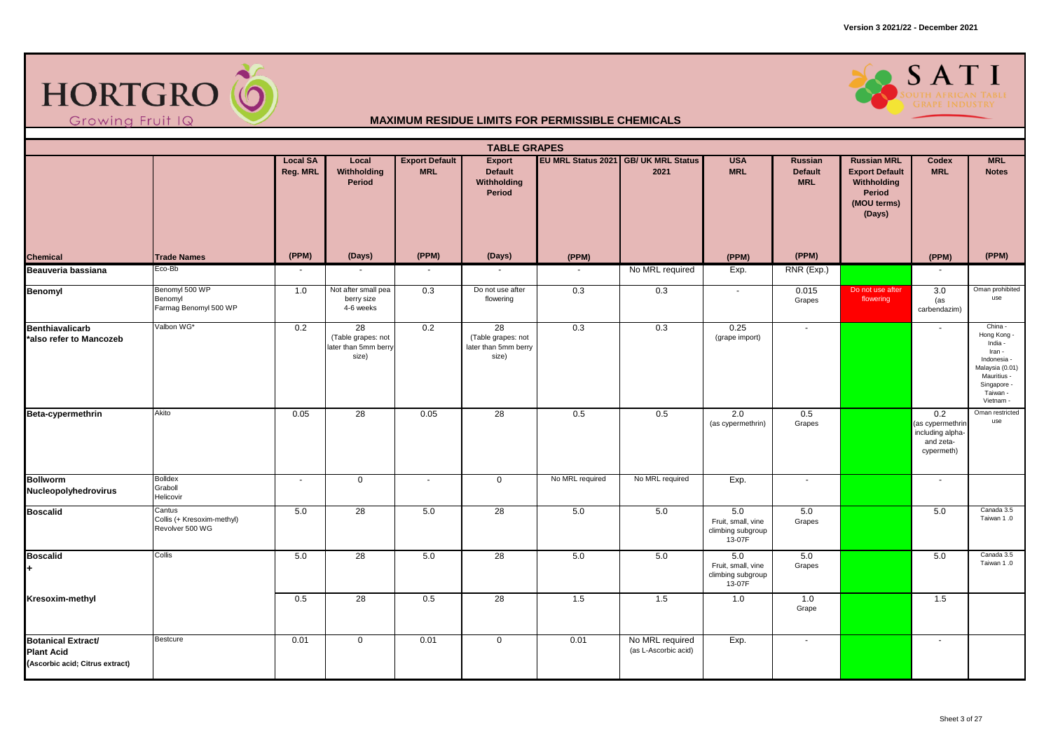Version 3 2021/22 - December 2021

HORTGRO Growing Fruit IQ

SATI South African Table Grape Industry

# MAXIMUM RESIDUE LIMITS FOR PERMISSIBLE CHEMICALS

## TABLE GRAPES

| Chemical | Trade Names | Local SA Reg. MRL (PPM) | Local Withholding Period (Days) | Export Default MRL (PPM) | Export Default Withholding Period (Days) | EU MRL Status 2021 (PPM) | GB/ UK MRL Status 2021 | USA MRL (PPM) | Russian Default MRL (PPM) | Russian MRL Export Default Withholding Period (MOU terms) (Days) | Codex MRL (PPM) | MRL Notes (PPM) |
|---|---|---|---|---|---|---|---|---|---|---|---|---|
| **Beauveria bassiana** | Eco-Bb | - | - | - | - | - | No MRL required | Exp. | RNR (Exp.) | | - | |
| **Benomyl** | Benomyl 500 WP<br>Benomyl<br>Farmag Benomyl 500 WP | 1.0 | Not after small pea berry size 4-6 weeks | 0.3 | Do not use after flowering | 0.3 | 0.3 | - | 0.015 Grapes | Do not use after flowering | 3.0 (as carbendazim) | Oman prohibited use |
| **Benthiavalicarb** *also refer to Mancozeb | Valbon WG* | 0.2 | 28 (Table grapes: not later than 5mm berry size) | 0.2 | 28 (Table grapes: not later than 5mm berry size) | 0.3 | 0.3 | 0.25 (grape import) | - | | - | China - Hong Kong - India - Iran - Indonesia - Malaysia (0.01) Mauritius - Singapore - Taiwan - Vietnam - |
| **Beta-cypermethrin** | Akito | 0.05 | 28 | 0.05 | 28 | 0.5 | 0.5 | 2.0 (as cypermethrin) | 0.5 Grapes | | 0.2 (as cypermethrin including alpha- and zeta-cypermeth) | Oman restricted use |
| **Bollworm Nucleopolyhedrovirus** | Bolldex<br>Graboll<br>Helicovir | - | 0 | - | 0 | No MRL required | No MRL required | Exp. | - | | - | |
| **Boscalid** | Cantus<br>Collis (+ Kresoxim-methyl)<br>Revolver 500 WG | 5.0 | 28 | 5.0 | 28 | 5.0 | 5.0 | 5.0 Fruit, small, vine climbing subgroup 13-07F | 5.0 Grapes | | 5.0 | Canada 3.5 Taiwan 1 .0 |
| **Boscalid +** | Collis | 5.0 | 28 | 5.0 | 28 | 5.0 | 5.0 | 5.0 Fruit, small, vine climbing subgroup 13-07F | 5.0 Grapes | | 5.0 | Canada 3.5 Taiwan 1 .0 |
| **Kresoxim-methyl** | | 0.5 | 28 | 0.5 | 28 | 1.5 | 1.5 | 1.0 | 1.0 Grape | | 1.5 | |
| **Botanical Extract/ Plant Acid** (Ascorbic acid; Citrus extract) | Bestcure | 0.01 | 0 | 0.01 | 0 | 0.01 | No MRL required (as L-Ascorbic acid) | Exp. | - | | - | |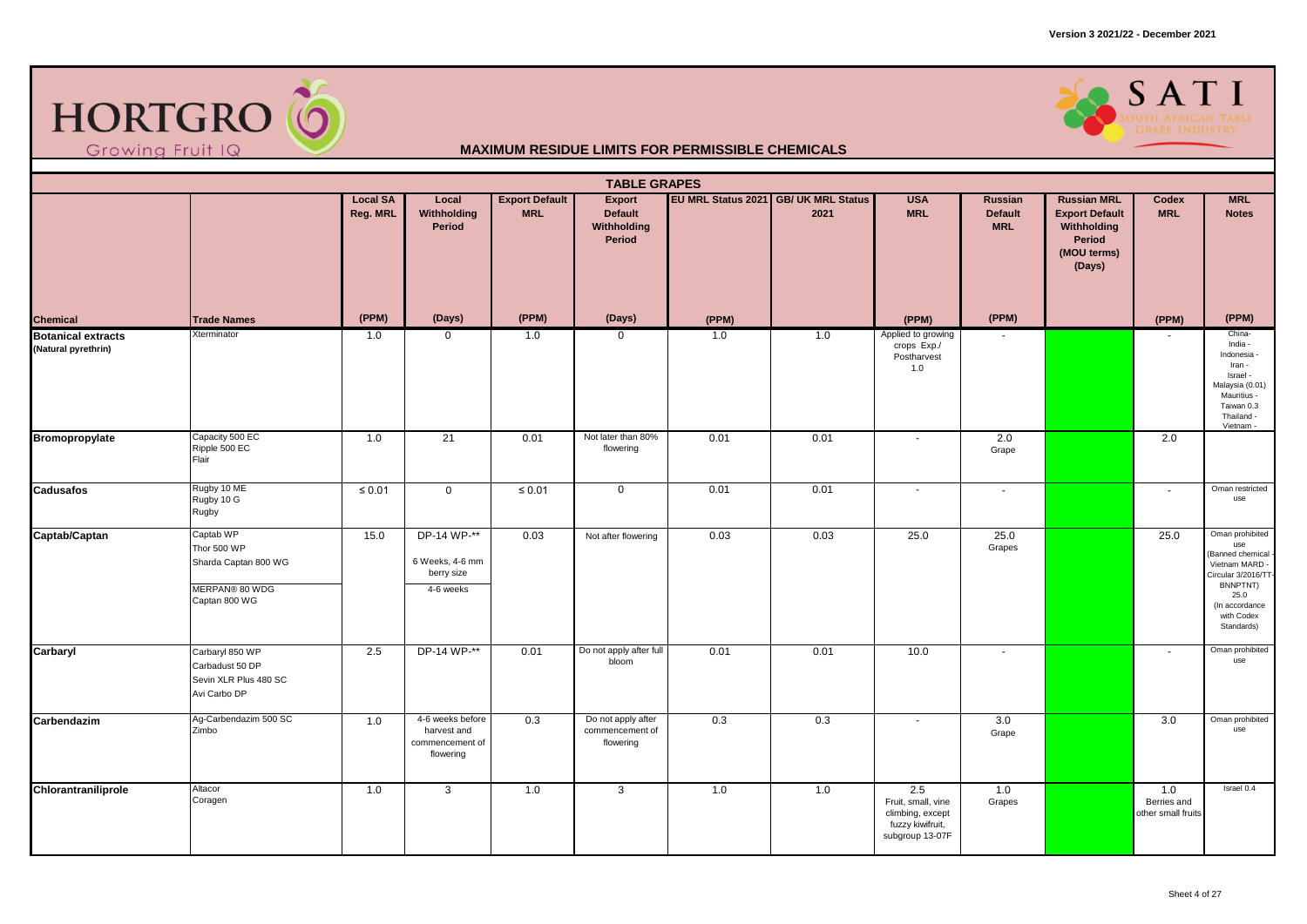**HORTGRO** Growing Fruit IQ

**SATI** South African Table Grape Industry

Version 3 2021/22 - December 2021

## MAXIMUM RESIDUE LIMITS FOR PERMISSIBLE CHEMICALS

### TABLE GRAPES

| Chemical | Trade Names | Local SA Reg. MRL (PPM) | Local Withholding Period (Days) | Export Default MRL (PPM) | Export Default Withholding Period (Days) | EU MRL Status 2021 (PPM) | GB/ UK MRL Status 2021 | USA MRL (PPM) | Russian Default MRL (PPM) | Russian MRL Export Default Withholding Period (MOU terms) (Days) | Codex MRL (PPM) | MRL Notes (PPM) |
|---|---|---|---|---|---|---|---|---|---|---|---|---|
| **Botanical extracts (Natural pyrethrin)** | Xterminator | 1.0 | 0 | 1.0 | 0 | 1.0 | 1.0 | Applied to growing crops Exp./ Postharvest 1.0 | - | | - | China- India - Indonesia - Iran - Israel - Malaysia (0.01) Mauritius - Taiwan 0.3 Thailand - Vietnam - |
| **Bromopropylate** | Capacity 500 EC<br>Ripple 500 EC<br>Flair | 1.0 | 21 | 0.01 | Not later than 80% flowering | 0.01 | 0.01 | - | 2.0 Grape | | 2.0 | |
| **Cadusafos** | Rugby 10 ME<br>Rugby 10 G<br>Rugby | ≤ 0.01 | 0 | ≤ 0.01 | 0 | 0.01 | 0.01 | - | - | | - | Oman restricted use |
| **Captab/Captan** | Captab WP<br>Thor 500 WP<br>Sharda Captan 800 WG<br>MERPAN® 80 WDG<br>Captan 800 WG | 15.0 | DP-14 WP-**<br>6 Weeks, 4-6 mm berry size<br>4-6 weeks | 0.03 | Not after flowering | 0.03 | 0.03 | 25.0 | 25.0 Grapes | | 25.0 | Oman prohibited use (Banned chemical - Vietnam MARD - Circular 3/2016/TT-BNNPTNT) 25.0 (In accordance with Codex Standards) |
| **Carbaryl** | Carbaryl 850 WP<br>Carbadust 50 DP<br>Sevin XLR Plus 480 SC<br>Avi Carbo DP | 2.5 | DP-14 WP-** | 0.01 | Do not apply after full bloom | 0.01 | 0.01 | 10.0 | - | | - | Oman prohibited use |
| **Carbendazim** | Ag-Carbendazim 500 SC<br>Zimbo | 1.0 | 4-6 weeks before harvest and commencement of flowering | 0.3 | Do not apply after commencement of flowering | 0.3 | 0.3 | - | 3.0 Grape | | 3.0 | Oman prohibited use |
| **Chlorantraniliprole** | Altacor<br>Coragen | 1.0 | 3 | 1.0 | 3 | 1.0 | 1.0 | 2.5 Fruit, small, vine climbing, except fuzzy kiwifruit, subgroup 13-07F | 1.0 Grapes | | 1.0 Berries and other small fruits | Israel 0.4 |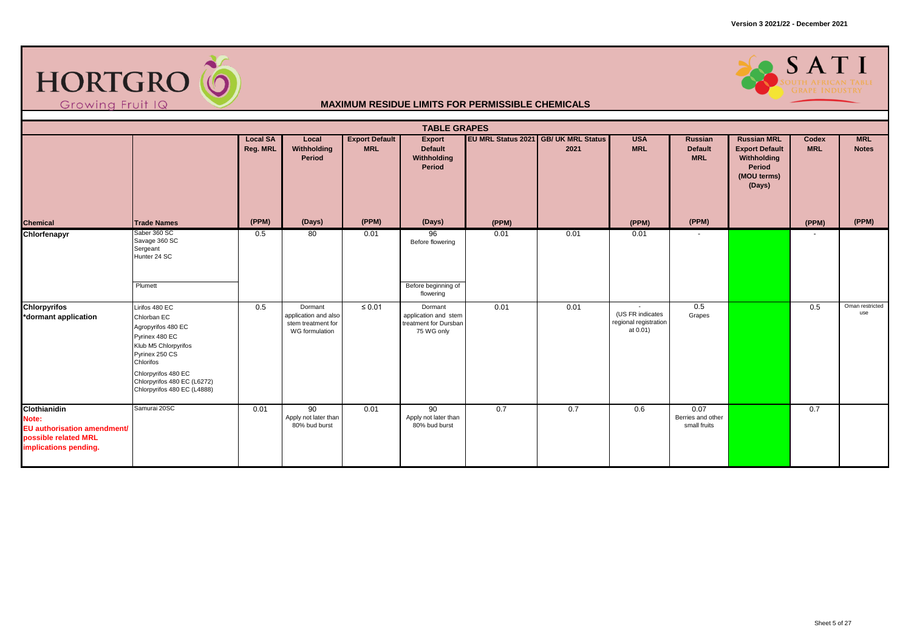**MAXIMUM RESIDUE LIMITS FOR PERMISSIBLE CHEMICALS**

**TABLE GRAPES**

| Chemical | Trade Names | Local SA Reg. MRL (PPM) | Local Withholding Period (Days) | Export Default MRL (PPM) | Export Default Withholding Period (Days) | EU MRL Status 2021 (PPM) | GB/ UK MRL Status 2021 | USA MRL (PPM) | Russian Default MRL (PPM) | Russian MRL Export Default Withholding Period (MOU terms) (Days) | Codex MRL (PPM) | MRL Notes (PPM) |
|---|---|---|---|---|---|---|---|---|---|---|---|---|
| **Chlorfenapyr** | Saber 360 SC<br>Savage 360 SC<br>Sergeant<br>Hunter 24 SC | 0.5 | 80 | 0.01 | 96<br>Before flowering | 0.01 | 0.01 | 0.01 | - | | - | |
| | Plumett | | | | Before beginning of flowering | | | | | | | |
| **Chlorpyrifos**<br>***dormant application** | Lirifos 480 EC<br>Chlorban EC<br>Agropyrifos 480 EC<br>Pyrinex 480 EC<br>Klub M5 Chlorpyrifos<br>Pyrinex 250 CS<br>Chlorifos<br>Chlorpyrifos 480 EC<br>Chlorpyrifos 480 EC (L6272)<br>Chlorpyrifos 480 EC (L4888) | 0.5 | Dormant application and also stem treatment for WG formulation | ≤ 0.01 | Dormant application and stem treatment for Dursban 75 WG only | 0.01 | 0.01 | -<br>(US FR indicates regional registration at 0.01) | 0.5<br>Grapes | | 0.5 | Oman restricted use |
| **Clothianidin**<br>**Note:**<br>**EU authorisation amendment/ possible related MRL implications pending.** | Samurai 20SC | 0.01 | 90<br>Apply not later than 80% bud burst | 0.01 | 90<br>Apply not later than 80% bud burst | 0.7 | 0.7 | 0.6 | 0.07<br>Berries and other small fruits | | 0.7 | |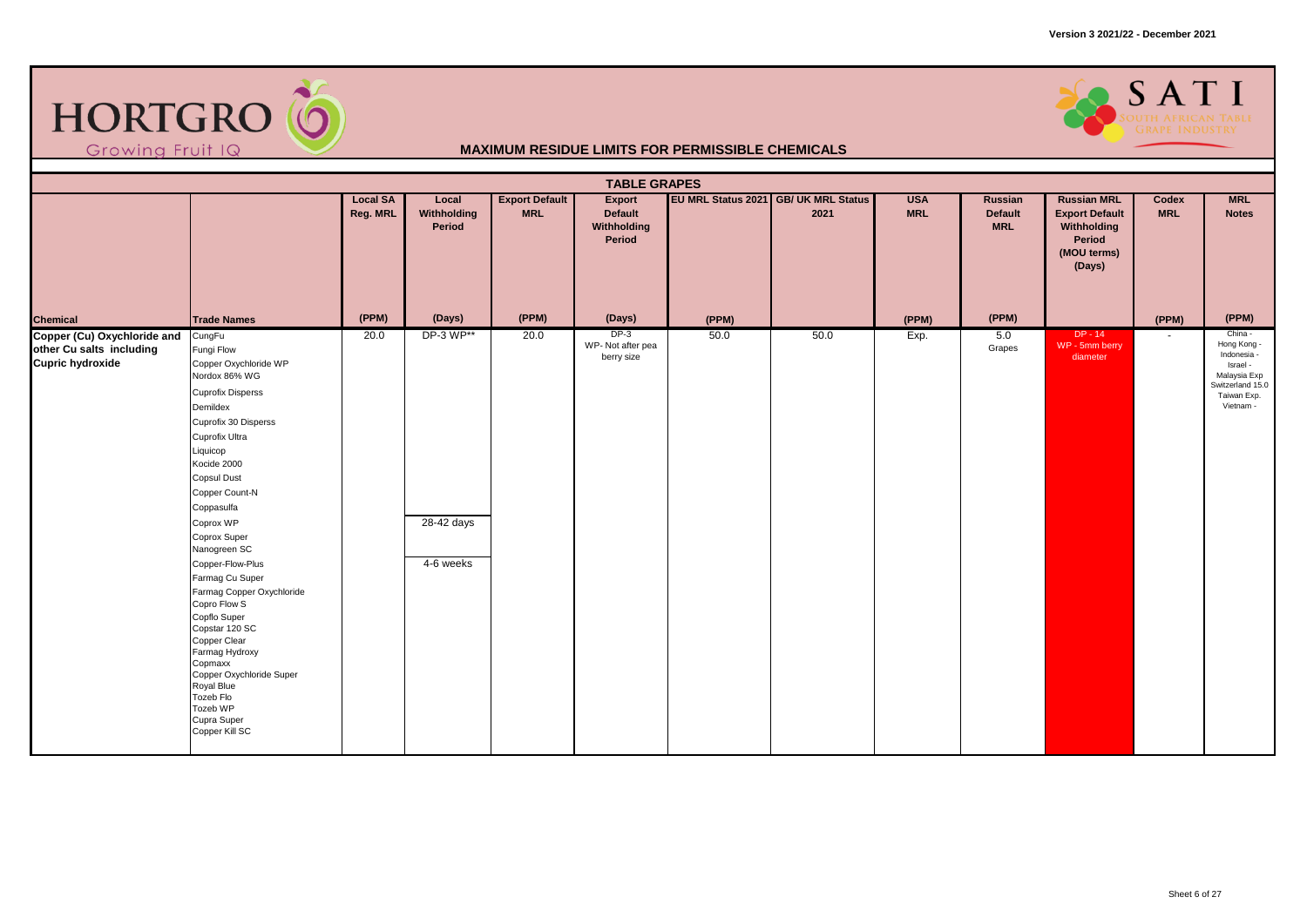# MAXIMUM RESIDUE LIMITS FOR PERMISSIBLE CHEMICALS

## TABLE GRAPES

| Chemical | Trade Names | Local SA Reg. MRL (PPM) | Local Withholding Period (Days) | Export Default MRL (PPM) | Export Default Withholding Period (Days) | EU MRL Status 2021 (PPM) | GB/ UK MRL Status 2021 | USA MRL (PPM) | Russian Default MRL (PPM) | Russian MRL Export Default Withholding Period (MOU terms) (Days) | Codex MRL (PPM) | MRL Notes (PPM) |
|---|---|---|---|---|---|---|---|---|---|---|---|---|
| Copper (Cu) Oxychloride and other Cu salts including Cupric hydroxide | CungFu<br>Fungi Flow<br>Copper Oxychloride WP<br>Nordox 86% WG<br>Cuprofix Disperss<br>Demildex<br>Cuprofix 30 Disperss<br>Cuprofix Ultra<br>Liquicop<br>Kocide 2000<br>Copsul Dust<br>Copper Count-N<br>Coppasulfa | 20.0 | DP-3 WP** | 20.0 | DP-3<br>WP- Not after pea berry size | 50.0 | 50.0 | Exp. | 5.0<br>Grapes | DP - 14<br>WP - 5mm berry diameter | - | China -<br>Hong Kong -<br>Indonesia -<br>Israel -<br>Malaysia Exp<br>Switzerland 15.0<br>Taiwan Exp.<br>Vietnam - |
| | Coprox WP<br>Coprox Super<br>Nanogreen SC | | 28-42 days | | | | | | | | | |
| | Copper-Flow-Plus<br>Farmag Cu Super<br>Farmag Copper Oxychloride<br>Copro Flow S<br>Copflo Super<br>Copstar 120 SC<br>Copper Clear<br>Farmag Hydroxy<br>Copmaxx<br>Copper Oxychloride Super<br>Royal Blue<br>Tozeb Flo<br>Tozeb WP<br>Cupra Super<br>Copper Kill SC | | 4-6 weeks | | | | | | | | | |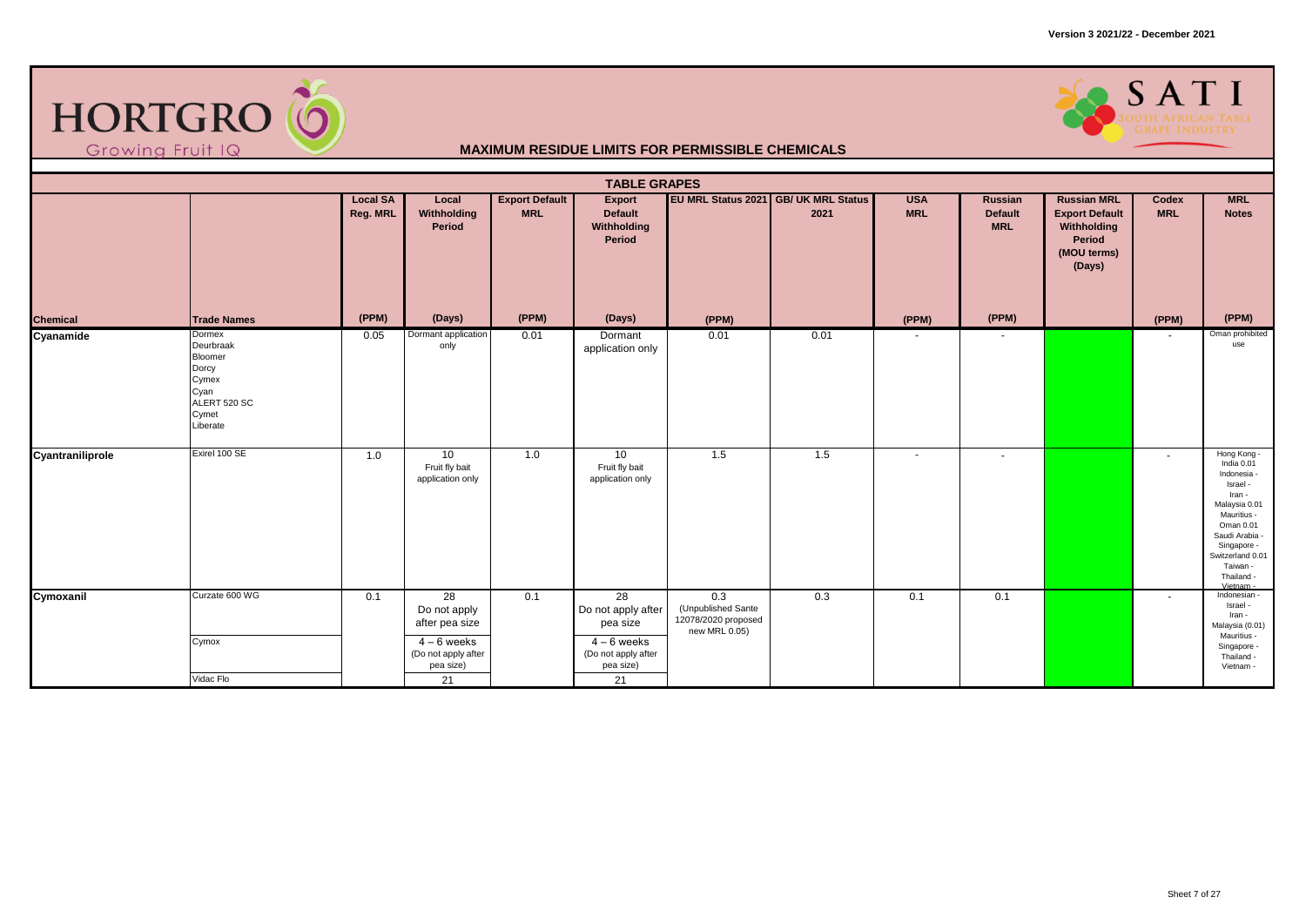# MAXIMUM RESIDUE LIMITS FOR PERMISSIBLE CHEMICALS

## TABLE GRAPES

| Chemical | Trade Names | Local SA Reg. MRL (PPM) | Local Withholding Period (Days) | Export Default MRL (PPM) | Export Default Withholding Period (Days) | EU MRL Status 2021 (PPM) | GB/ UK MRL Status 2021 | USA MRL (PPM) | Russian Default MRL (PPM) | Russian MRL Export Default Withholding Period (MOU terms) (Days) | Codex MRL (PPM) | MRL Notes (PPM) |
|---|---|---|---|---|---|---|---|---|---|---|---|---|
| **Cyanamide** | Dormex<br>Deurbraak<br>Bloomer<br>Dorcy<br>Cymex<br>Cyan<br>ALERT 520 SC<br>Cymet<br>Liberate | 0.05 | Dormant application only | 0.01 | Dormant application only | 0.01 | 0.01 | - | - | | - | Oman prohibited use |
| **Cyantraniliprole** | Exirel 100 SE | 1.0 | 10<br>Fruit fly bait application only | 1.0 | 10<br>Fruit fly bait application only | 1.5 | 1.5 | - | - | | - | Hong Kong -<br>India 0.01<br>Indonesia -<br>Israel -<br>Iran -<br>Malaysia 0.01<br>Mauritius -<br>Oman 0.01<br>Saudi Arabia -<br>Singapore -<br>Switzerland 0.01<br>Taiwan -<br>Thailand -<br>Vietnam - |
| **Cymoxanil** | Curzate 600 WG | 0.1 | 28<br>Do not apply after pea size | 0.1 | 28<br>Do not apply after pea size | 0.3<br>(Unpublished Sante 12078/2020 proposed new MRL 0.05) | 0.3 | 0.1 | 0.1 | | - | Indonesian -<br>Israel -<br>Iran -<br>Malaysia (0.01)<br>Mauritius -<br>Singapore -<br>Thailand -<br>Vietnam - |
| | Cymox | | 4 – 6 weeks<br>(Do not apply after pea size) | | 4 – 6 weeks<br>(Do not apply after pea size) | | | | | | | |
| | Vidac Flo | | 21 | | 21 | | | | | | | |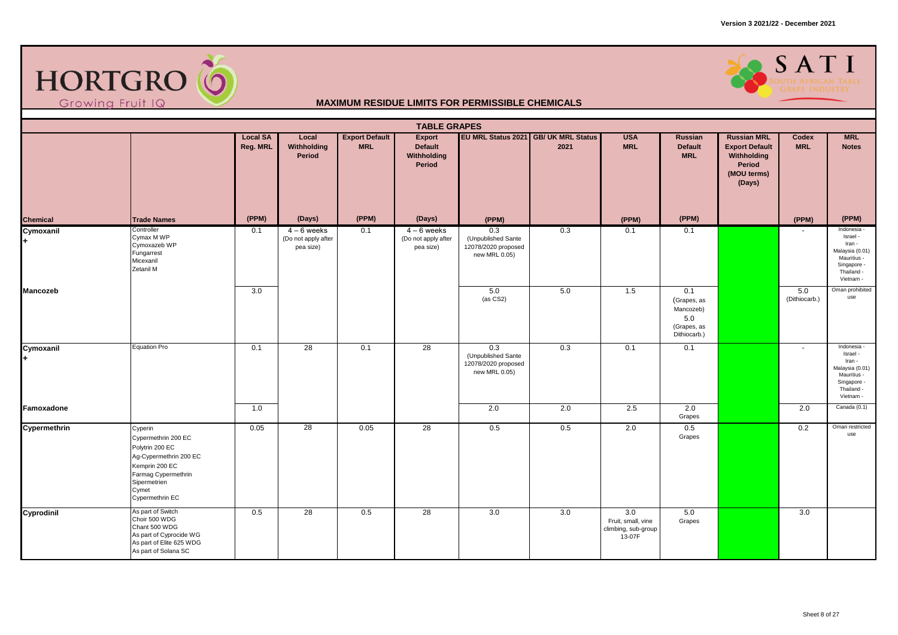Version 3 2021/22 - December 2021

HORTGRO Growing Fruit IQ

SATI SOUTH AFRICAN TABLE GRAPE INDUSTRY

## MAXIMUM RESIDUE LIMITS FOR PERMISSIBLE CHEMICALS

### TABLE GRAPES

| Chemical | Trade Names | Local SA Reg. MRL (PPM) | Local Withholding Period (Days) | Export Default MRL (PPM) | Export Default Withholding Period (Days) | EU MRL Status 2021 (PPM) | GB/ UK MRL Status 2021 | USA MRL (PPM) | Russian Default MRL (PPM) | Russian MRL Export Default Withholding Period (MOU terms) (Days) | Codex MRL (PPM) | MRL Notes (PPM) |
|---|---|---|---|---|---|---|---|---|---|---|---|---|
| Cymoxanil + | Controller<br>Cymax M WP<br>Cymoxazeb WP<br>Fungarrest<br>Micexanil<br>Zetanil M | 0.1 | 4 – 6 weeks (Do not apply after pea size) | 0.1 | 4 – 6 weeks (Do not apply after pea size) | 0.3 (Unpublished Sante 12078/2020 proposed new MRL 0.05) | 0.3 | 0.1 | 0.1 | | - | Indonesia - Israel - Iran - Malaysia (0.01) Mauritius - Singapore - Thailand - Vietnam - |
| Mancozeb | | 3.0 | | | | 5.0 (as CS2) | 5.0 | 1.5 | 0.1 (Grapes, as Mancozeb) 5.0 (Grapes, as Dithiocarb.) | | 5.0 (Dithiocarb.) | Oman prohibited use |
| Cymoxanil + | Equation Pro | 0.1 | 28 | 0.1 | 28 | 0.3 (Unpublished Sante 12078/2020 proposed new MRL 0.05) | 0.3 | 0.1 | 0.1 | | - | Indonesia - Israel - Iran - Malaysia (0.01) Mauritius - Singapore - Thailand - Vietnam - |
| Famoxadone | | 1.0 | | | | 2.0 | 2.0 | 2.5 | 2.0 Grapes | | 2.0 | Canada (0.1) |
| Cypermethrin | Cyperin<br>Cypermethrin 200 EC<br>Polytrin 200 EC<br>Ag-Cypermethrin 200 EC<br>Kemprin 200 EC<br>Farmag Cypermethrin<br>Sipermetrien<br>Cymet<br>Cypermethrin EC | 0.05 | 28 | 0.05 | 28 | 0.5 | 0.5 | 2.0 | 0.5 Grapes | | 0.2 | Oman restricted use |
| Cyprodinil | As part of Switch<br>Choir 500 WDG<br>Chant 500 WDG<br>As part of Cyprocide WG<br>As part of Elite 625 WDG<br>As part of Solana SC | 0.5 | 28 | 0.5 | 28 | 3.0 | 3.0 | 3.0 Fruit, small, vine climbing, sub-group 13-07F | 5.0 Grapes | | 3.0 | |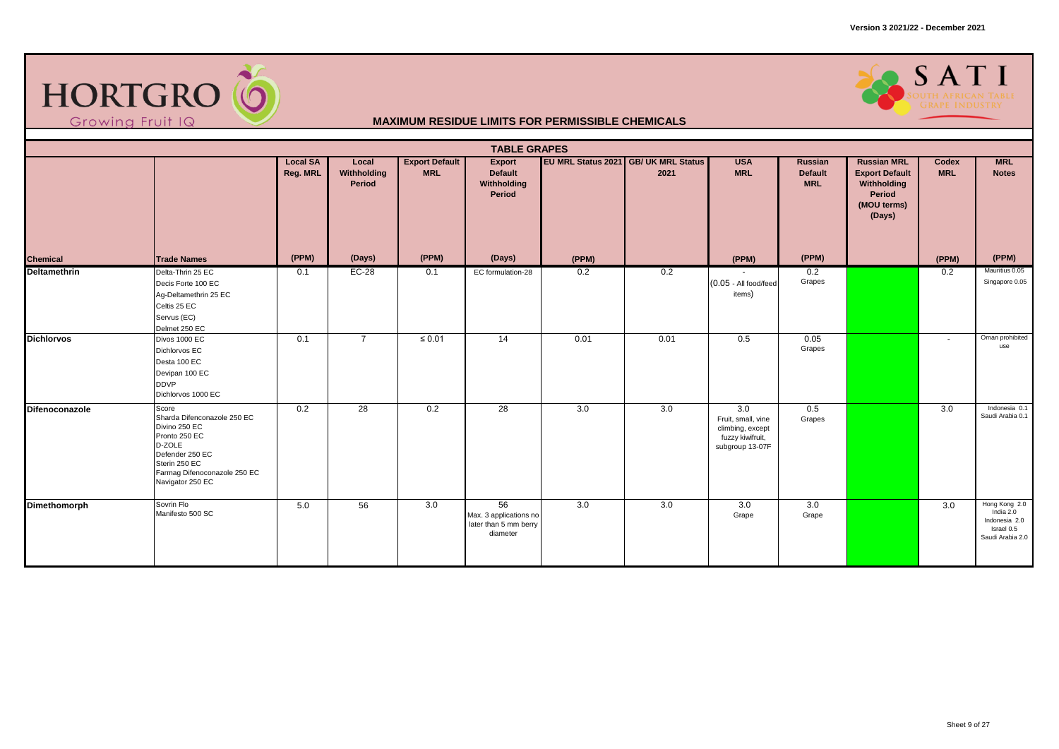## MAXIMUM RESIDUE LIMITS FOR PERMISSIBLE CHEMICALS

### TABLE GRAPES

| Chemical | Trade Names | Local SA Reg. MRL (PPM) | Local Withholding Period (Days) | Export Default MRL (PPM) | Export Default Withholding Period (Days) | EU MRL Status 2021 (PPM) | GB/ UK MRL Status 2021 | USA MRL (PPM) | Russian Default MRL (PPM) | Russian MRL Export Default Withholding Period (MOU terms) (Days) | Codex MRL (PPM) | MRL Notes (PPM) |
|---|---|---|---|---|---|---|---|---|---|---|---|---|
| **Deltamethrin** | Delta-Thrin 25 EC<br>Decis Forte 100 EC<br>Ag-Deltamethrin 25 EC<br>Celtis 25 EC<br>Servus (EC)<br>Delmet 250 EC | 0.1 | EC-28 | 0.1 | EC formulation-28 | 0.2 | 0.2 | -<br>(0.05 - All food/feed items) | 0.2<br>Grapes | | 0.2 | Mauritius 0.05<br>Singapore 0.05 |
| **Dichlorvos** | Divos 1000 EC<br>Dichlorvos EC<br>Desta 100 EC<br>Devipan 100 EC<br>DDVP<br>Dichlorvos 1000 EC | 0.1 | 7 | ≤ 0.01 | 14 | 0.01 | 0.01 | 0.5 | 0.05<br>Grapes | | - | Oman prohibited use |
| **Difenoconazole** | Score<br>Sharda Difenconazole 250 EC<br>Divino 250 EC<br>Pronto 250 EC<br>D-ZOLE<br>Defender 250 EC<br>Sterin 250 EC<br>Farmag Difenoconazole 250 EC<br>Navigator 250 EC | 0.2 | 28 | 0.2 | 28 | 3.0 | 3.0 | 3.0<br>Fruit, small, vine climbing, except fuzzy kiwifruit, subgroup 13-07F | 0.5<br>Grapes | | 3.0 | Indonesia 0.1<br>Saudi Arabia 0.1 |
| **Dimethomorph** | Sovrin Flo<br>Manifesto 500 SC | 5.0 | 56 | 3.0 | 56<br>Max. 3 applications no later than 5 mm berry diameter | 3.0 | 3.0 | 3.0<br>Grape | 3.0<br>Grape | | 3.0 | Hong Kong 2.0<br>India 2.0<br>Indonesia 2.0<br>Israel 0.5<br>Saudi Arabia 2.0 |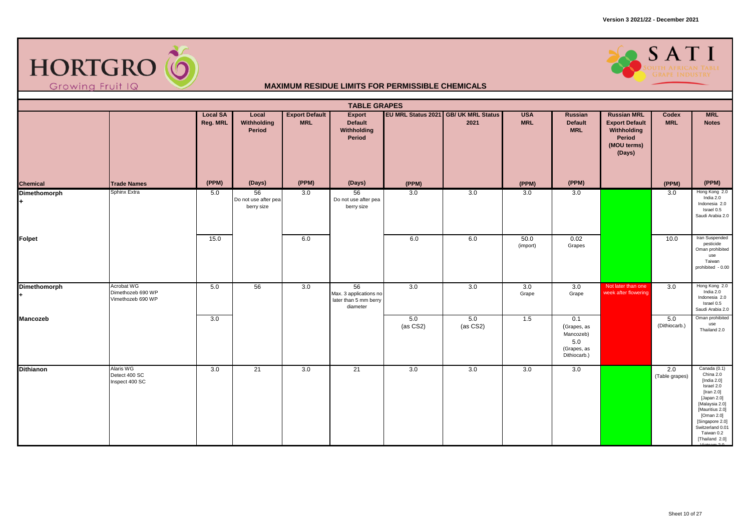# MAXIMUM RESIDUE LIMITS FOR PERMISSIBLE CHEMICALS

## TABLE GRAPES

| Chemical | Trade Names | Local SA Reg. MRL (PPM) | Local Withholding Period (Days) | Export Default MRL (PPM) | Export Default Withholding Period (Days) | EU MRL Status 2021 (PPM) | GB/ UK MRL Status 2021 | USA MRL (PPM) | Russian Default MRL (PPM) | Russian MRL Export Default Withholding Period (MOU terms) (Days) | Codex MRL (PPM) | MRL Notes (PPM) |
|---|---|---|---|---|---|---|---|---|---|---|---|---|
| Dimethomorph + | Sphinx Extra | 5.0 | 56 Do not use after pea berry size | 3.0 | 56 Do not use after pea berry size | 3.0 | 3.0 | 3.0 | 3.0 | | 3.0 | Hong Kong 2.0 India 2.0 Indonesia 2.0 Israel 0.5 Saudi Arabia 2.0 |
| Folpet | | 15.0 | | 6.0 | | 6.0 | 6.0 | 50.0 (import) | 0.02 Grapes | | 10.0 | Iran Suspended pesticide Oman prohibited use Taiwan prohibited - 0.00 |
| Dimethomorph + | Acrobat WG Dimethozeb 690 WP Vimethozeb 690 WP | 5.0 | 56 | 3.0 | 56 Max. 3 applications no later than 5 mm berry diameter | 3.0 | 3.0 | 3.0 Grape | 3.0 Grape | Not later than one week after flowering | 3.0 | Hong Kong 2.0 India 2.0 Indonesia 2.0 Israel 0.5 Saudi Arabia 2.0 |
| Mancozeb | | 3.0 | | | | 5.0 (as CS2) | 5.0 (as CS2) | 1.5 | 0.1 (Grapes, as Mancozeb) 5.0 (Grapes, as Dithiocarb.) | | 5.0 (Dithiocarb.) | Oman prohibited use Thailand 2.0 |
| Dithianon | Alaris WG Detect 400 SC Inspect 400 SC | 3.0 | 21 | 3.0 | 21 | 3.0 | 3.0 | 3.0 | 3.0 | | 2.0 (Table grapes) | Canada (0.1) China 2.0 [India 2.0] Israel 2.0 [Iran 2.0] [Japan 2.0] [Malaysia 2.0] [Mauritius 2.0] [Oman 2.0] [Singapore 2.0] Switzerland 0.01 Taiwan 0.2 [Thailand 2.0] Vietnam 2.0 |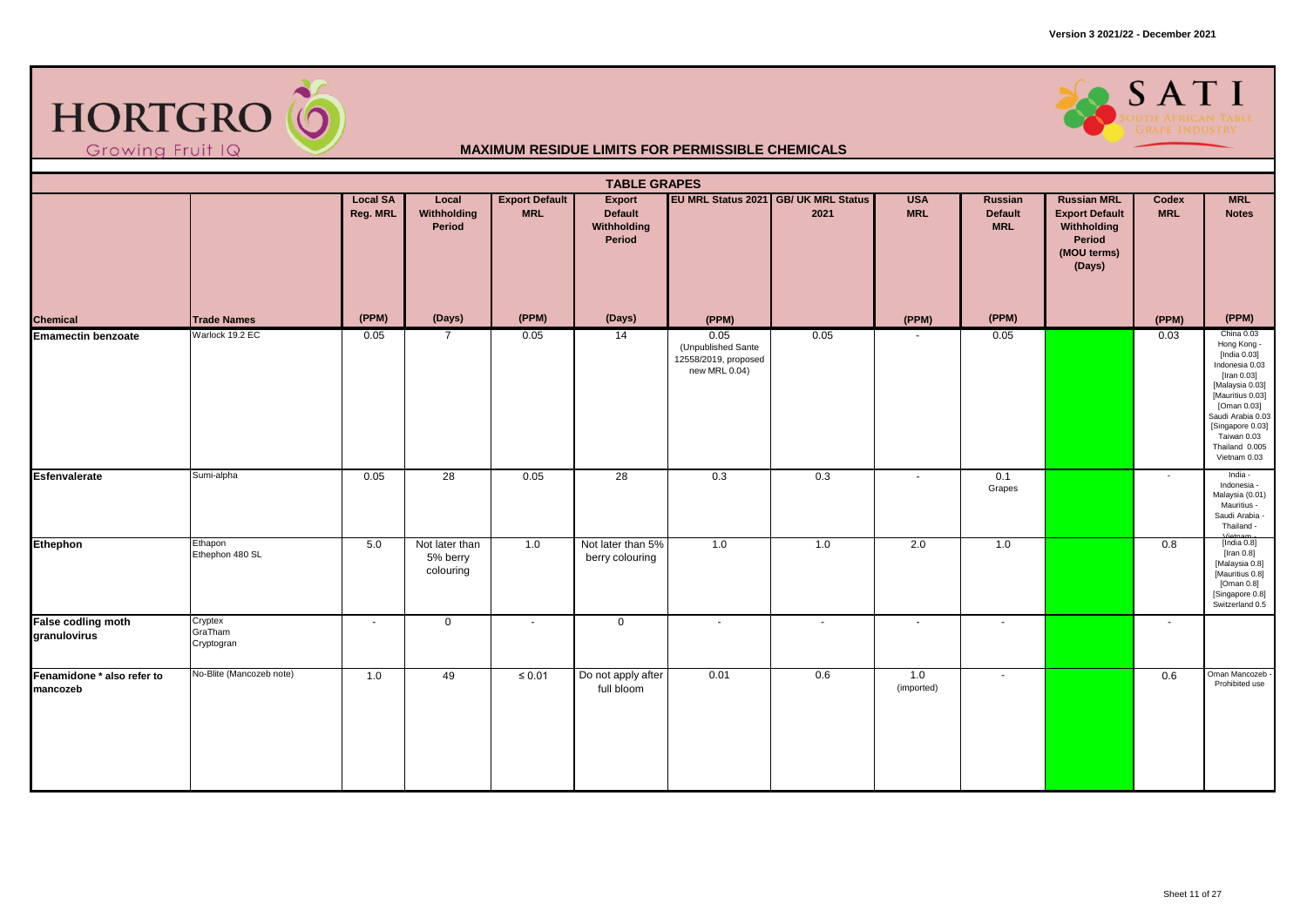# MAXIMUM RESIDUE LIMITS FOR PERMISSIBLE CHEMICALS

## TABLE GRAPES

| Chemical | Trade Names | Local SA Reg. MRL (PPM) | Local Withholding Period (Days) | Export Default MRL (PPM) | Export Default Withholding Period (Days) | EU MRL Status 2021 (PPM) | GB/ UK MRL Status 2021 | USA MRL (PPM) | Russian Default MRL (PPM) | Russian MRL Export Default Withholding Period (MOU terms) (Days) | Codex MRL (PPM) | MRL Notes (PPM) |
|---|---|---|---|---|---|---|---|---|---|---|---|---|
| **Emamectin benzoate** | Warlock 19.2 EC | 0.05 | 7 | 0.05 | 14 | 0.05 (Unpublished Sante 12558/2019, proposed new MRL 0.04) | 0.05 | - | 0.05 | | 0.03 | China 0.03 Hong Kong - [India 0.03] Indonesia 0.03 [Iran 0.03] [Malaysia 0.03] [Mauritius 0.03] [Oman 0.03] Saudi Arabia 0.03 [Singapore 0.03] Taiwan 0.03 Thailand 0.005 Vietnam 0.03 |
| **Esfenvalerate** | Sumi-alpha | 0.05 | 28 | 0.05 | 28 | 0.3 | 0.3 | - | 0.1 Grapes | | - | India - Indonesia - Malaysia (0.01) Mauritius - Saudi Arabia - Thailand - Vietnam - |
| **Ethephon** | Ethapon Ethephon 480 SL | 5.0 | Not later than 5% berry colouring | 1.0 | Not later than 5% berry colouring | 1.0 | 1.0 | 2.0 | 1.0 | | 0.8 | [India 0.8] [Iran 0.8] [Malaysia 0.8] [Mauritius 0.8] [Oman 0.8] [Singapore 0.8] Switzerland 0.5 |
| **False codling moth granulovirus** | Cryptex GraTham Cryptogran | - | 0 | - | 0 | - | - | - | - | | - | |
| **Fenamidone * also refer to mancozeb** | No-Blite (Mancozeb note) | 1.0 | 49 | ≤ 0.01 | Do not apply after full bloom | 0.01 | 0.6 | 1.0 (imported) | - | | 0.6 | Oman Mancozeb - Prohibited use |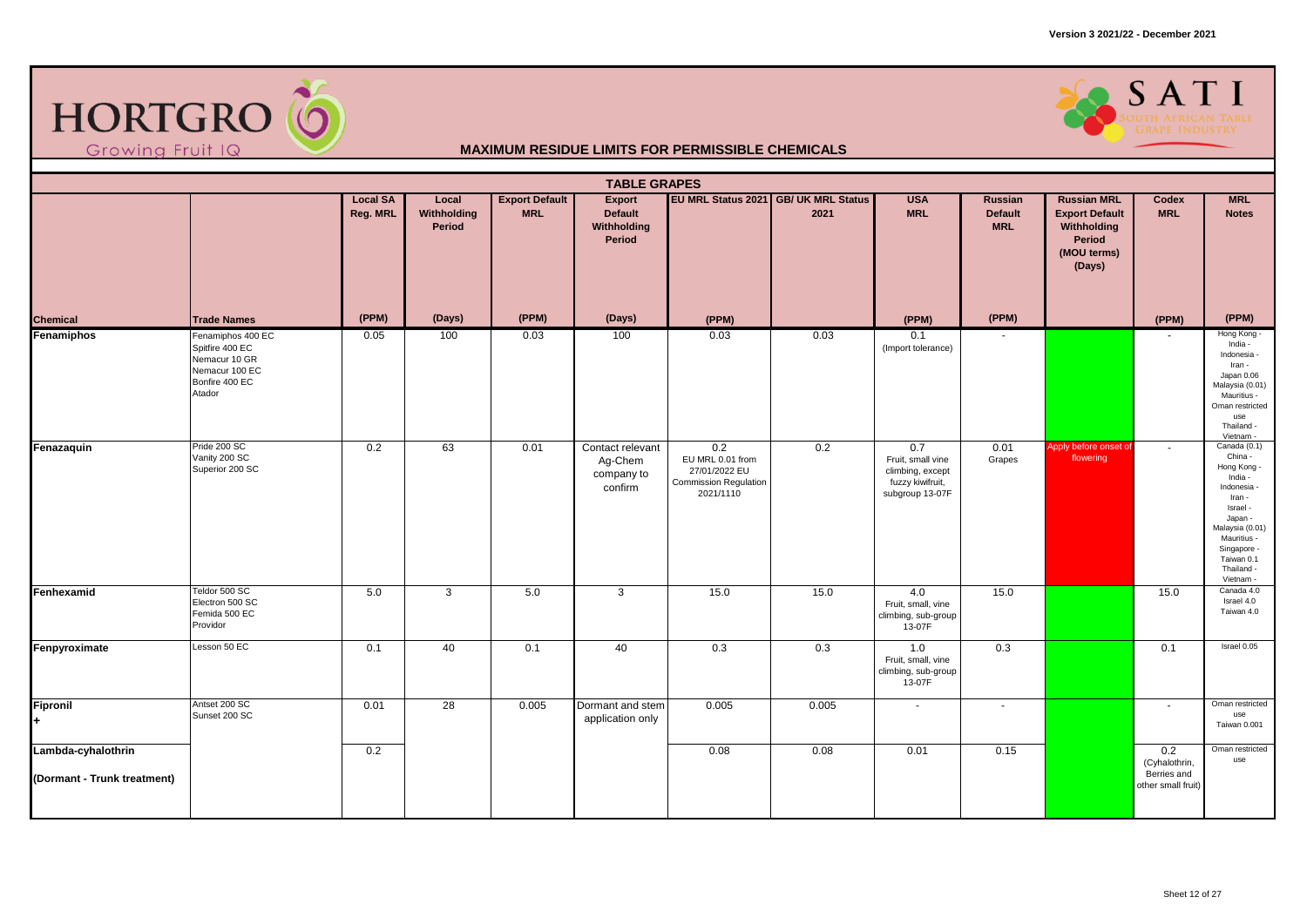# MAXIMUM RESIDUE LIMITS FOR PERMISSIBLE CHEMICALS

## TABLE GRAPES

| Chemical | Trade Names | Local SA Reg. MRL (PPM) | Local Withholding Period (Days) | Export Default MRL (PPM) | Export Default Withholding Period (Days) | EU MRL Status 2021 (PPM) | GB/ UK MRL Status 2021 | USA MRL (PPM) | Russian Default MRL (PPM) | Russian MRL Export Default Withholding Period (MOU terms) (Days) | Codex MRL (PPM) | MRL Notes (PPM) |
|---|---|---|---|---|---|---|---|---|---|---|---|---|
| **Fenamiphos** | Fenamiphos 400 EC<br>Spitfire 400 EC<br>Nemacur 10 GR<br>Nemacur 100 EC<br>Bonfire 400 EC<br>Atador | 0.05 | 100 | 0.03 | 100 | 0.03 | 0.03 | 0.1<br>(Import tolerance) | - | | - | Hong Kong -<br>India -<br>Indonesia -<br>Iran -<br>Japan 0.06<br>Malaysia (0.01)<br>Mauritius -<br>Oman restricted use<br>Thailand -<br>Vietnam - |
| **Fenazaquin** | Pride 200 SC<br>Vanity 200 SC<br>Superior 200 SC | 0.2 | 63 | 0.01 | Contact relevant Ag-Chem company to confirm | 0.2<br>EU MRL 0.01 from 27/01/2022 EU Commission Regulation 2021/1110 | 0.2 | 0.7<br>Fruit, small vine climbing, except fuzzy kiwifruit, subgroup 13-07F | 0.01<br>Grapes | Apply before onset of flowering | - | Canada (0.1)<br>China -<br>Hong Kong -<br>India -<br>Indonesia -<br>Iran -<br>Israel -<br>Japan -<br>Malaysia (0.01)<br>Mauritius -<br>Singapore -<br>Taiwan 0.1<br>Thailand -<br>Vietnam - |
| **Fenhexamid** | Teldor 500 SC<br>Electron 500 SC<br>Femida 500 EC<br>Providor | 5.0 | 3 | 5.0 | 3 | 15.0 | 15.0 | 4.0<br>Fruit, small, vine climbing, sub-group 13-07F | 15.0 | | 15.0 | Canada 4.0<br>Israel 4.0<br>Taiwan 4.0 |
| **Fenpyroximate** | Lesson 50 EC | 0.1 | 40 | 0.1 | 40 | 0.3 | 0.3 | 1.0<br>Fruit, small, vine climbing, sub-group 13-07F | 0.3 | | 0.1 | Israel 0.05 |
| **Fipronil**<br>**+** | Antset 200 SC<br>Sunset 200 SC | 0.01 | 28 | 0.005 | Dormant and stem application only | 0.005 | 0.005 | - | - | | - | Oman restricted use<br>Taiwan 0.001 |
| **Lambda-cyhalothrin**<br>**(Dormant - Trunk treatment)** | | 0.2 | | | | 0.08 | 0.08 | 0.01 | 0.15 | | 0.2<br>(Cyhalothrin, Berries and other small fruit) | Oman restricted use |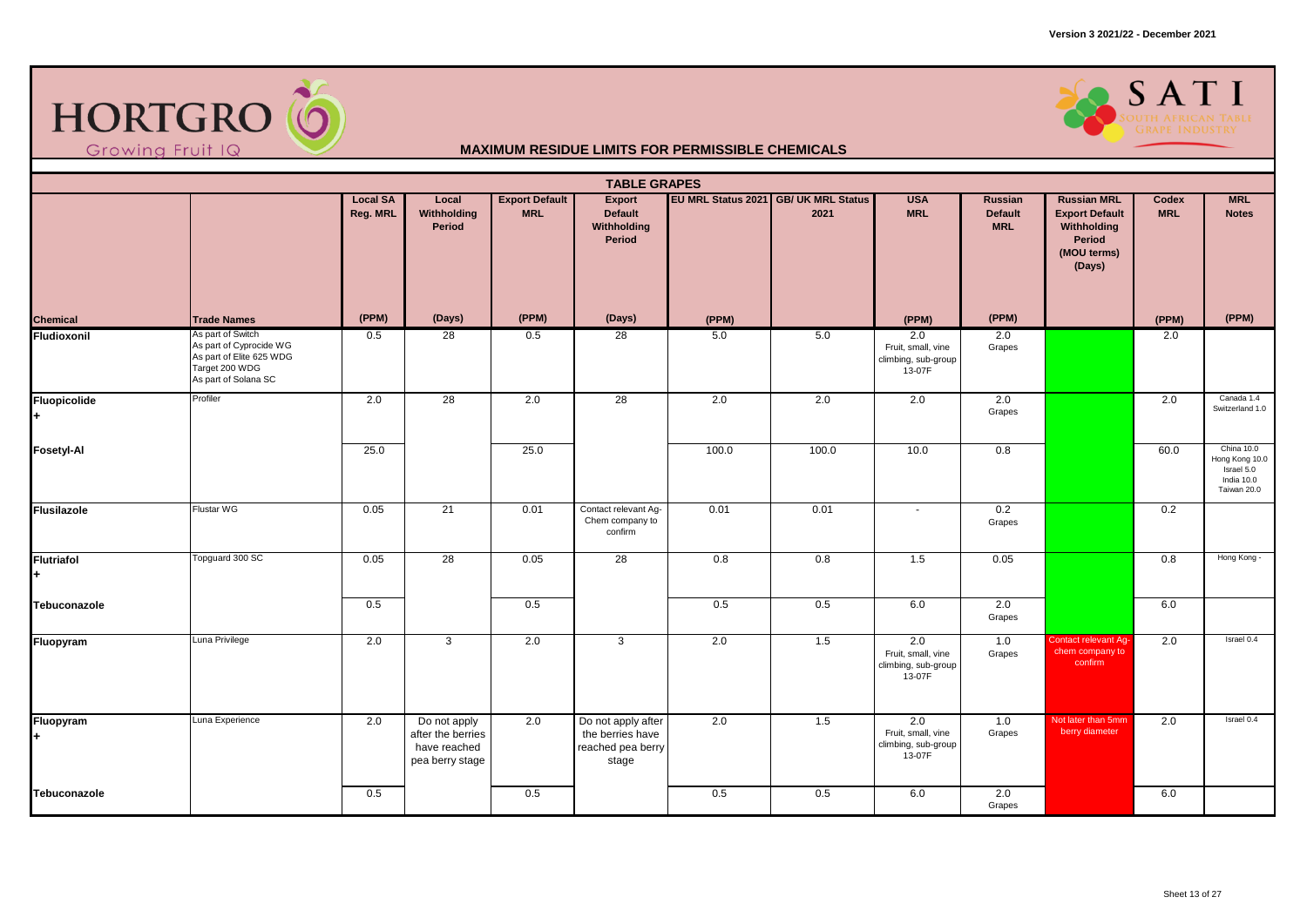# MAXIMUM RESIDUE LIMITS FOR PERMISSIBLE CHEMICALS

## TABLE GRAPES

| Chemical | Trade Names | Local SA Reg. MRL (PPM) | Local Withholding Period (Days) | Export Default MRL (PPM) | Export Default Withholding Period (Days) | EU MRL Status 2021 (PPM) | GB/ UK MRL Status 2021 | USA MRL (PPM) | Russian Default MRL (PPM) | Russian MRL Export Default Withholding Period (MOU terms) (Days) | Codex MRL (PPM) | MRL Notes (PPM) |
|---|---|---|---|---|---|---|---|---|---|---|---|---|
| Fludioxonil | As part of Switch<br>As part of Cyprocide WG<br>As part of Elite 625 WDG<br>Target 200 WDG<br>As part of Solana SC | 0.5 | 28 | 0.5 | 28 | 5.0 | 5.0 | 2.0 Fruit, small, vine climbing, sub-group 13-07F | 2.0 Grapes | | 2.0 | |
| Fluopicolide + | Profiler | 2.0 | 28 | 2.0 | 28 | 2.0 | 2.0 | 2.0 | 2.0 Grapes | | 2.0 | Canada 1.4<br>Switzerland 1.0 |
| Fosetyl-Al | | 25.0 | | 25.0 | | 100.0 | 100.0 | 10.0 | 0.8 | | 60.0 | China 10.0<br>Hong Kong 10.0<br>Israel 5.0<br>India 10.0<br>Taiwan 20.0 |
| Flusilazole | Flustar WG | 0.05 | 21 | 0.01 | Contact relevant Ag-Chem company to confirm | 0.01 | 0.01 | - | 0.2 Grapes | | 0.2 | |
| Flutriafol + | Topguard 300 SC | 0.05 | 28 | 0.05 | 28 | 0.8 | 0.8 | 1.5 | 0.05 | | 0.8 | Hong Kong - |
| Tebuconazole | | 0.5 | | 0.5 | | 0.5 | 0.5 | 6.0 | 2.0 Grapes | | 6.0 | |
| Fluopyram | Luna Privilege | 2.0 | 3 | 2.0 | 3 | 2.0 | 1.5 | 2.0 Fruit, small, vine climbing, sub-group 13-07F | 1.0 Grapes | Contact relevant Ag-chem company to confirm | 2.0 | Israel 0.4 |
| Fluopyram + | Luna Experience | 2.0 | Do not apply after the berries have reached pea berry stage | 2.0 | Do not apply after the berries have reached pea berry stage | 2.0 | 1.5 | 2.0 Fruit, small, vine climbing, sub-group 13-07F | 1.0 Grapes | Not later than 5mm berry diameter | 2.0 | Israel 0.4 |
| Tebuconazole | | 0.5 | | 0.5 | | 0.5 | 0.5 | 6.0 | 2.0 Grapes | | 6.0 | |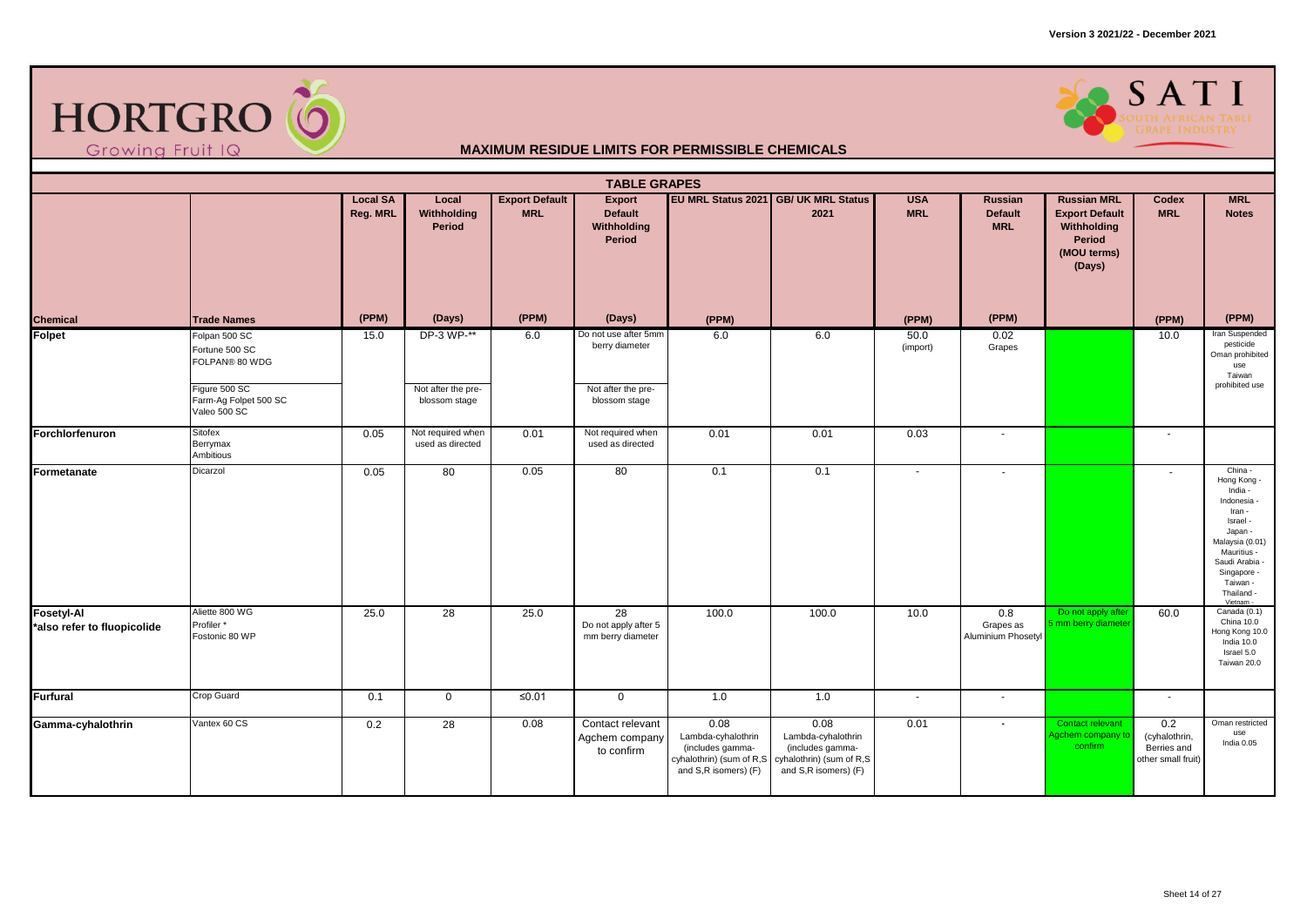Version 3 2021/22 - December 2021

HORTGRO Growing Fruit IQ

SATI South African Table Grape Industry

# MAXIMUM RESIDUE LIMITS FOR PERMISSIBLE CHEMICALS

## TABLE GRAPES

| Chemical | Trade Names | Local SA Reg. MRL (PPM) | Local Withholding Period (Days) | Export Default MRL (PPM) | Export Default Withholding Period (Days) | EU MRL Status 2021 (PPM) | GB/ UK MRL Status 2021 | USA MRL (PPM) | Russian Default MRL (PPM) | Russian MRL Export Default Withholding Period (MOU terms) (Days) | Codex MRL (PPM) | MRL Notes (PPM) |
|---|---|---|---|---|---|---|---|---|---|---|---|---|
| **Folpet** | Folpan 500 SC<br>Fortune 500 SC<br>FOLPAN® 80 WDG<br>Figure 500 SC<br>Farm-Ag Folpet 500 SC<br>Valeo 500 SC | 15.0 | DP-3 WP-**<br>Not after the pre-blossom stage | 6.0 | Do not use after 5mm berry diameter<br>Not after the pre-blossom stage | 6.0 | 6.0 | 50.0 (import) | 0.02 Grapes | | 10.0 | Iran Suspended pesticide<br>Oman prohibited use<br>Taiwan prohibited use |
| **Forchlorfenuron** | Sitofex<br>Berrymax<br>Ambitious | 0.05 | Not required when used as directed | 0.01 | Not required when used as directed | 0.01 | 0.01 | 0.03 | - | | - | |
| **Formetanate** | Dicarzol | 0.05 | 80 | 0.05 | 80 | 0.1 | 0.1 | - | - | | - | China -<br>Hong Kong -<br>India -<br>Indonesia -<br>Iran -<br>Israel -<br>Japan -<br>Malaysia (0.01)<br>Mauritius -<br>Saudi Arabia -<br>Singapore -<br>Taiwan -<br>Thailand -<br>Vietnam - |
| **Fosetyl-Al**<br>*also refer to fluopicolide | Aliette 800 WG<br>Profiler *<br>Fostonic 80 WP | 25.0 | 28 | 25.0 | 28<br>Do not apply after 5 mm berry diameter | 100.0 | 100.0 | 10.0 | 0.8<br>Grapes as Aluminium Phosetyl | Do not apply after 5 mm berry diameter | 60.0 | Canada (0.1)<br>China 10.0<br>Hong Kong 10.0<br>India 10.0<br>Israel 5.0<br>Taiwan 20.0 |
| **Furfural** | Crop Guard | 0.1 | 0 | ≤0.01 | 0 | 1.0 | 1.0 | - | - | | - | |
| **Gamma-cyhalothrin** | Vantex 60 CS | 0.2 | 28 | 0.08 | Contact relevant Agchem company to confirm | 0.08<br>Lambda-cyhalothrin (includes gamma-cyhalothrin) (sum of R,S and S,R isomers) (F) | 0.08<br>Lambda-cyhalothrin (includes gamma-cyhalothrin) (sum of R,S and S,R isomers) (F) | 0.01 | - | Contact relevant Agchem company to confirm | 0.2<br>(cyhalothrin, Berries and other small fruit) | Oman restricted use<br>India 0.05 |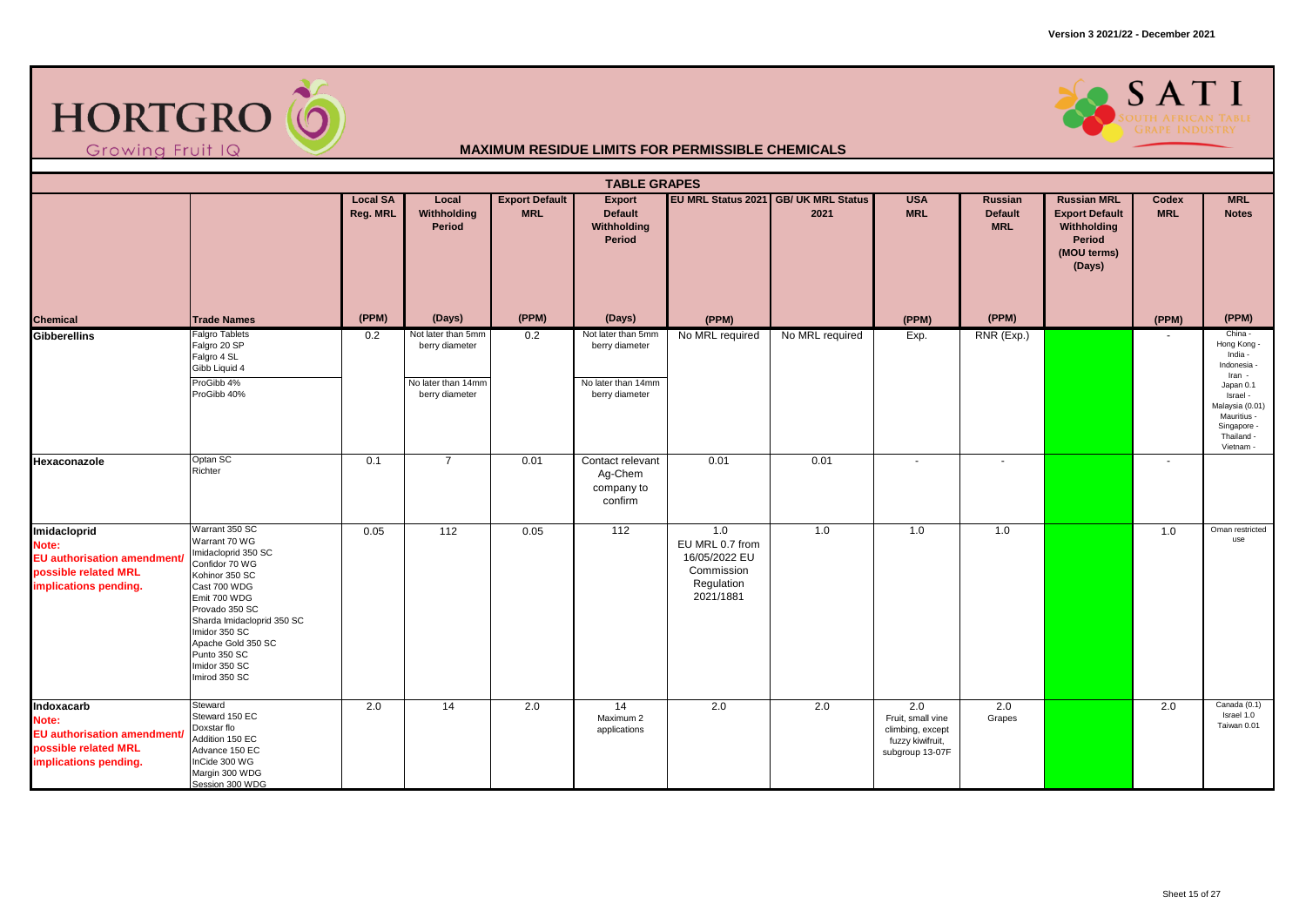Version 3 2021/22 - December 2021

HORTGRO Growing Fruit IQ

SATI SOUTH AFRICAN TABLE GRAPE INDUSTRY

## MAXIMUM RESIDUE LIMITS FOR PERMISSIBLE CHEMICALS

### TABLE GRAPES

| Chemical | Trade Names | Local SA Reg. MRL (PPM) | Local Withholding Period (Days) | Export Default MRL (PPM) | Export Default Withholding Period (Days) | EU MRL Status 2021 (PPM) | GB/ UK MRL Status 2021 | USA MRL (PPM) | Russian Default MRL (PPM) | Russian MRL Export Default Withholding Period (MOU terms) (Days) | Codex MRL (PPM) | MRL Notes (PPM) |
|---|---|---|---|---|---|---|---|---|---|---|---|---|
| **Gibberellins** | Falgro Tablets<br>Falgro 20 SP<br>Falgro 4 SL<br>Gibb Liquid 4<br>ProGibb 4%<br>ProGibb 40% | 0.2 | Not later than 5mm berry diameter<br>No later than 14mm berry diameter | 0.2 | Not later than 5mm berry diameter<br>No later than 14mm berry diameter | No MRL required | No MRL required | Exp. | RNR (Exp.) | | - | China -<br>Hong Kong -<br>India -<br>Indonesia -<br>Iran -<br>Japan 0.1<br>Israel -<br>Malaysia (0.01)<br>Mauritius -<br>Singapore -<br>Thailand -<br>Vietnam - |
| **Hexaconazole** | Optan SC<br>Richter | 0.1 | 7 | 0.01 | Contact relevant Ag-Chem company to confirm | 0.01 | 0.01 | - | - | | - | |
| **Imidacloprid**<br>**Note:**<br>**EU authorisation amendment/ possible related MRL implications pending.** | Warrant 350 SC<br>Warrant 70 WG<br>Imidacloprid 350 SC<br>Confidor 70 WG<br>Kohinor 350 SC<br>Cast 700 WDG<br>Emit 700 WDG<br>Provado 350 SC<br>Sharda Imidacloprid 350 SC<br>Imidor 350 SC<br>Apache Gold 350 SC<br>Punto 350 SC<br>Imidor 350 SC<br>Imirod 350 SC | 0.05 | 112 | 0.05 | 112 | 1.0<br>EU MRL 0.7 from 16/05/2022 EU Commission Regulation 2021/1881 | 1.0 | 1.0 | 1.0 | | 1.0 | Oman restricted use |
| **Indoxacarb**<br>**Note:**<br>**EU authorisation amendment/ possible related MRL implications pending.** | Steward<br>Steward 150 EC<br>Doxstar flo<br>Addition 150 EC<br>Advance 150 EC<br>InCide 300 WG<br>Margin 300 WDG<br>Session 300 WDG | 2.0 | 14 | 2.0 | 14<br>Maximum 2 applications | 2.0 | 2.0 | 2.0<br>Fruit, small vine climbing, except fuzzy kiwifruit, subgroup 13-07F | 2.0<br>Grapes | | 2.0 | Canada (0.1)<br>Israel 1.0<br>Taiwan 0.01 |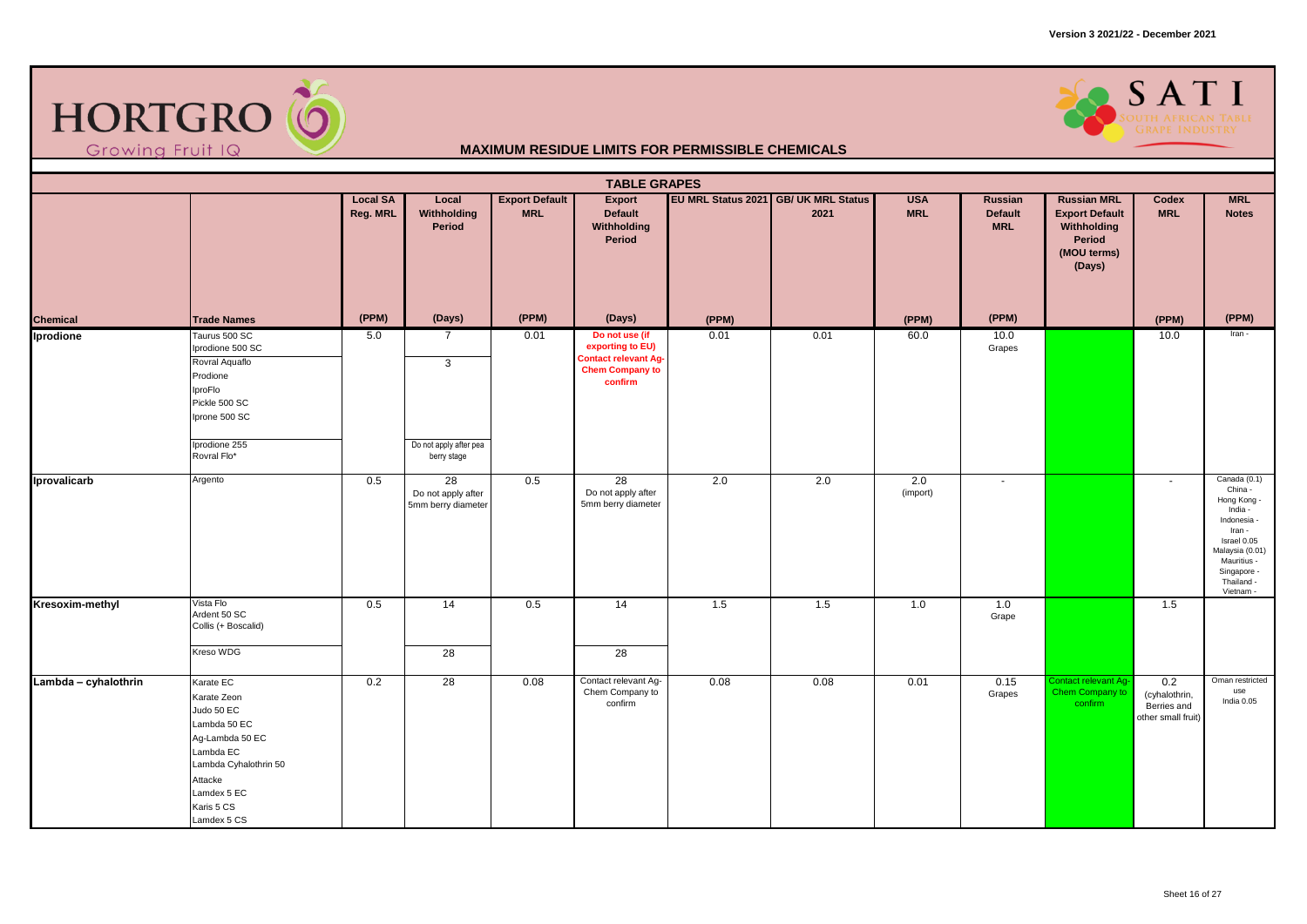Version 3 2021/22 - December 2021

HORTGRO Growing Fruit IQ

SATI SOUTH AFRICAN TABLE GRAPE INDUSTRY

## MAXIMUM RESIDUE LIMITS FOR PERMISSIBLE CHEMICALS

### TABLE GRAPES

| Chemical | Trade Names | Local SA Reg. MRL (PPM) | Local Withholding Period (Days) | Export Default MRL (PPM) | Export Default Withholding Period (Days) | EU MRL Status 2021 (PPM) | GB/ UK MRL Status 2021 | USA MRL (PPM) | Russian Default MRL (PPM) | Russian MRL Export Default Withholding Period (MOU terms) (Days) | Codex MRL (PPM) | MRL Notes (PPM) |
|---|---|---|---|---|---|---|---|---|---|---|---|---|
| **Iprodione** | Taurus 500 SC<br>Iprodione 500 SC<br>Rovral Aquaflo<br>Prodione<br>IproFlo<br>Pickle 500 SC<br>Iprone 500 SC | 5.0 | 7 | 0.01 | Do not use (if exporting to EU) Contact relevant Ag-Chem Company to confirm | 0.01 | 0.01 | 60.0 | 10.0 Grapes | | 10.0 | Iran - |
| | Rovral Aquaflo (continued) | | 3 | | | | | | | | | |
| | Iprodione 255<br>Rovral Flo* | | Do not apply after pea berry stage | | | | | | | | | |
| **Iprovalicarb** | Argento | 0.5 | 28 Do not apply after 5mm berry diameter | 0.5 | 28 Do not apply after 5mm berry diameter | 2.0 | 2.0 | 2.0 (import) | - | | - | Canada (0.1)<br>China -<br>Hong Kong -<br>India -<br>Indonesia -<br>Iran -<br>Israel 0.05<br>Malaysia (0.01)<br>Mauritius -<br>Singapore -<br>Thailand -<br>Vietnam - |
| **Kresoxim-methyl** | Vista Flo<br>Ardent 50 SC<br>Collis (+ Boscalid) | 0.5 | 14 | 0.5 | 14 | 1.5 | 1.5 | 1.0 | 1.0 Grape | | 1.5 | |
| | Kreso WDG | | 28 | | 28 | | | | | | | |
| **Lambda – cyhalothrin** | Karate EC<br>Karate Zeon<br>Judo 50 EC<br>Lambda 50 EC<br>Ag-Lambda 50 EC<br>Lambda EC<br>Lambda Cyhalothrin 50<br>Attacke<br>Lamdex 5 EC<br>Karis 5 CS<br>Lamdex 5 CS | 0.2 | 28 | 0.08 | Contact relevant Ag-Chem Company to confirm | 0.08 | 0.08 | 0.01 | 0.15 Grapes | Contact relevant Ag-Chem Company to confirm | 0.2 (cyhalothrin, Berries and other small fruit) | Oman restricted use<br>India 0.05 |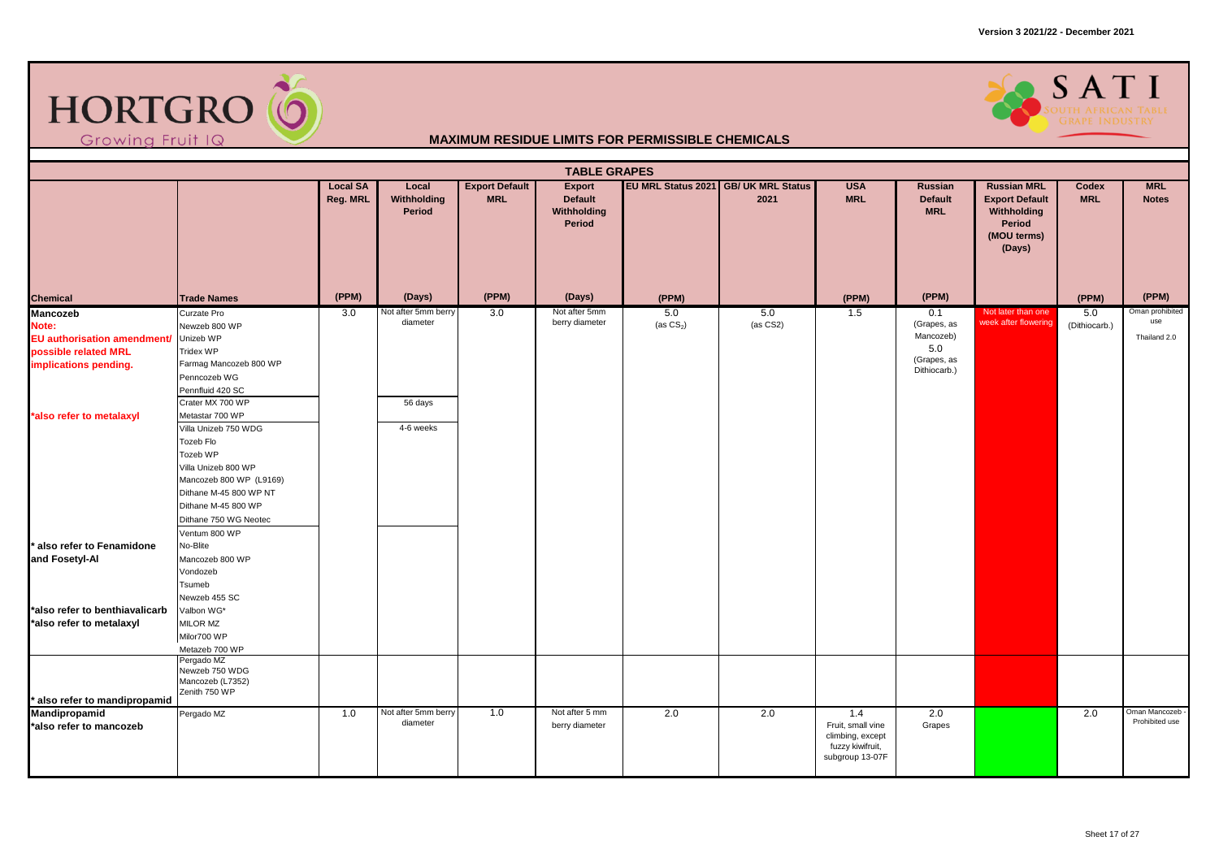# MAXIMUM RESIDUE LIMITS FOR PERMISSIBLE CHEMICALS

## TABLE GRAPES

| Chemical | Trade Names | Local SA Reg. MRL (PPM) | Local Withholding Period (Days) | Export Default MRL (PPM) | Export Default Withholding Period (Days) | EU MRL Status 2021 (PPM) | GB/ UK MRL Status 2021 | USA MRL (PPM) | Russian Default MRL (PPM) | Russian MRL Export Default Withholding Period (MOU terms) (Days) | Codex MRL (PPM) | MRL Notes (PPM) |
|---|---|---|---|---|---|---|---|---|---|---|---|---|
| **Mancozeb** **Note: EU authorisation amendment/ possible related MRL implications pending.** | Curzate Pro<br>Newzeb 800 WP<br>Unizeb WP<br>Tridex WP<br>Farmag Mancozeb 800 WP<br>Penncozeb WG<br>Pennfluid 420 SC | 3.0 | Not after 5mm berry diameter | 3.0 | Not after 5mm berry diameter | 5.0 (as $CS_2$) | 5.0 (as CS2) | 1.5 | 0.1 (Grapes, as Mancozeb) 5.0 (Grapes, as Dithiocarb.) | Not later than one week after flowering | 5.0 (Dithiocarb.) | Oman prohibited use Thailand 2.0 |
| **\*also refer to metalaxyl** | Crater MX 700 WP<br>Metastar 700 WP | | 56 days | | | | | | | | | |
| | Villa Unizeb 750 WDG<br>Tozeb Flo<br>Tozeb WP<br>Villa Unizeb 800 WP<br>Mancozeb 800 WP (L9169)<br>Dithane M-45 800 WP NT<br>Dithane M-45 800 WP<br>Dithane 750 WG Neotec | | 4-6 weeks | | | | | | | | | |
| **\* also refer to Fenamidone and Fosetyl-Al** | Ventum 800 WP<br>No-Blite<br>Mancozeb 800 WP<br>Vondozeb<br>Tsumeb<br>Newzeb 455 SC | | | | | | | | | | | |
| **\*also refer to benthiavalicarb** **\*also refer to metalaxyl** | Valbon WG\*<br>MILOR MZ<br>Milor700 WP<br>Metazeb 700 WP | | | | | | | | | | | |
| **\* also refer to mandipropamid** | Pergado MZ<br>Newzeb 750 WDG<br>Mancozeb (L7352)<br>Zenith 750 WP | | | | | | | | | | | |
| **Mandipropamid** **\*also refer to mancozeb** | Pergado MZ | 1.0 | Not after 5mm berry diameter | 1.0 | Not after 5 mm berry diameter | 2.0 | 2.0 | 1.4 Fruit, small vine climbing, except fuzzy kiwifruit, subgroup 13-07F | 2.0 Grapes | | 2.0 | Oman Mancozeb - Prohibited use |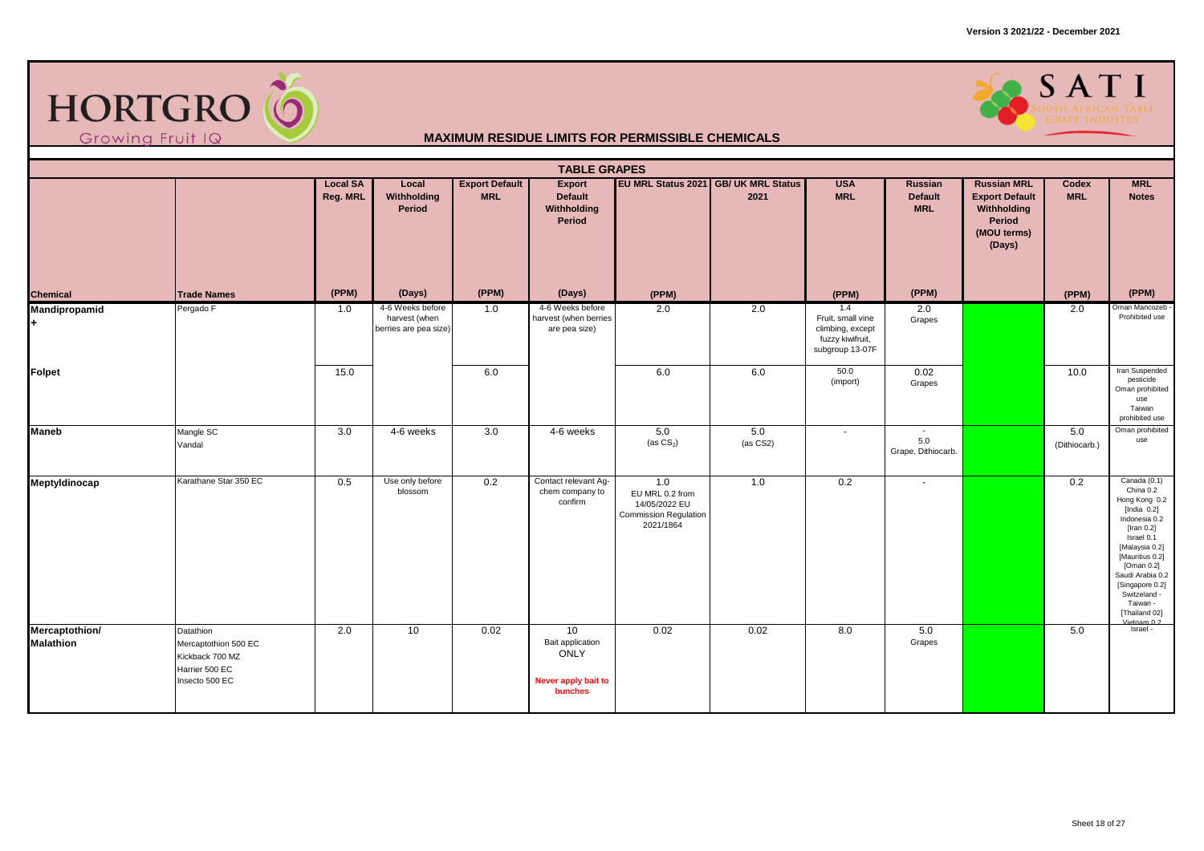# MAXIMUM RESIDUE LIMITS FOR PERMISSIBLE CHEMICALS

## TABLE GRAPES

| Chemical | Trade Names | Local SA Reg. MRL (PPM) | Local Withholding Period (Days) | Export Default MRL (PPM) | Export Default Withholding Period (Days) | EU MRL Status 2021 (PPM) | GB/ UK MRL Status 2021 | USA MRL (PPM) | Russian Default MRL (PPM) | Russian MRL Export Default Withholding Period (MOU terms) (Days) | Codex MRL (PPM) | MRL Notes (PPM) |
|---|---|---|---|---|---|---|---|---|---|---|---|---|
| **Mandipropamid +** | Pergado F | 1.0 | 4-6 Weeks before harvest (when berries are pea size) | 1.0 | 4-6 Weeks before harvest (when berries are pea size) | 2.0 | 2.0 | 1.4 Fruit, small vine climbing, except fuzzy kiwifruit, subgroup 13-07F | 2.0 Grapes | | 2.0 | Oman Mancozeb - Prohibited use |
| **Folpet** | | 15.0 | | 6.0 | | 6.0 | 6.0 | 50.0 (import) | 0.02 Grapes | | 10.0 | Iran Suspended pesticide Oman prohibited use Taiwan prohibited use |
| **Maneb** | Mangle SC Vandal | 3.0 | 4-6 weeks | 3.0 | 4-6 weeks | 5.0 (as $CS_2$) | 5.0 (as CS2) | - | - 5.0 Grape, Dithiocarb. | | 5.0 (Dithiocarb.) | Oman prohibited use |
| **Meptyldinocap** | Karathane Star 350 EC | 0.5 | Use only before blossom | 0.2 | Contact relevant Ag-chem company to confirm | 1.0 EU MRL 0.2 from 14/05/2022 EU Commission Regulation 2021/1864 | 1.0 | 0.2 | - | | 0.2 | Canada (0.1) China 0.2 Hong Kong 0.2 [India 0.2] Indonesia 0.2 [Iran 0.2] Israel 0.1 [Malaysia 0.2] [Mauritius 0.2] [Oman 0.2] Saudi Arabia 0.2 [Singapore 0.2] Switzeland - Taiwan - [Thailand 02] Vietnam 0.2 |
| **Mercaptothion/ Malathion** | Datathion Mercaptothion 500 EC Kickback 700 MZ Harrier 500 EC Insecto 500 EC | 2.0 | 10 | 0.02 | 10 Bait application ONLY **Never apply bait to bunches** | 0.02 | 0.02 | 8.0 | 5.0 Grapes | | 5.0 | Israel - |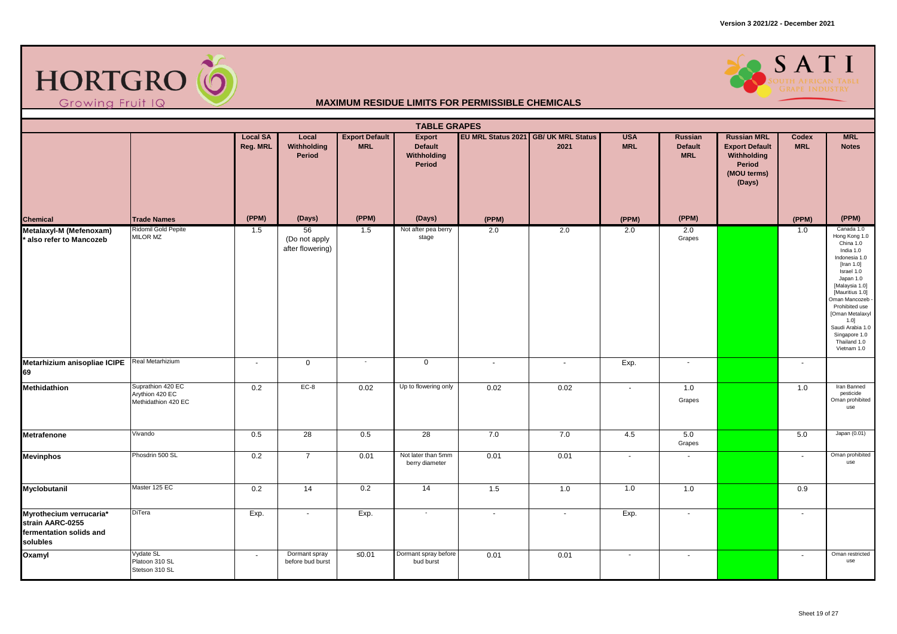**HORTGRO** Growing Fruit IQ

**SATI** South African Table Grape Industry

## MAXIMUM RESIDUE LIMITS FOR PERMISSIBLE CHEMICALS

### TABLE GRAPES

| Chemical | Trade Names | Local SA Reg. MRL (PPM) | Local Withholding Period (Days) | Export Default MRL (PPM) | Export Default Withholding Period (Days) | EU MRL Status 2021 (PPM) | GB/ UK MRL Status 2021 | USA MRL (PPM) | Russian Default MRL (PPM) | Russian MRL Export Default Withholding Period (MOU terms) (Days) | Codex MRL (PPM) | MRL Notes (PPM) |
|---|---|---|---|---|---|---|---|---|---|---|---|---|
| **Metalaxyl-M (Mefenoxam)** * also refer to Mancozeb | Ridomil Gold Pepite MILOR MZ | 1.5 | 56 (Do not apply after flowering) | 1.5 | Not after pea berry stage | 2.0 | 2.0 | 2.0 | 2.0 Grapes | | 1.0 | Canada 1.0 Hong Kong 1.0 China 1.0 India 1.0 Indonesia 1.0 [Iran 1.0] Israel 1.0 Japan 1.0 [Malaysia 1.0] [Mauritius 1.0] Oman Mancozeb - Prohibited use [Oman Metalaxyl 1.0] Saudi Arabia 1.0 Singapore 1.0 Thailand 1.0 Vietnam 1.0 |
| **Metarhizium anisopliae ICIPE 69** | Real Metarhizium | - | 0 | - | 0 | - | - | Exp. | - | | - | |
| **Methidathion** | Suprathion 420 EC Arythion 420 EC Methidathion 420 EC | 0.2 | EC-8 | 0.02 | Up to flowering only | 0.02 | 0.02 | - | 1.0 Grapes | | 1.0 | Iran Banned pesticide Oman prohibited use |
| **Metrafenone** | Vivando | 0.5 | 28 | 0.5 | 28 | 7.0 | 7.0 | 4.5 | 5.0 Grapes | | 5.0 | Japan (0.01) |
| **Mevinphos** | Phosdrin 500 SL | 0.2 | 7 | 0.01 | Not later than 5mm berry diameter | 0.01 | 0.01 | - | - | | - | Oman prohibited use |
| **Myclobutanil** | Master 125 EC | 0.2 | 14 | 0.2 | 14 | 1.5 | 1.0 | 1.0 | 1.0 | | 0.9 | |
| **Myrothecium verrucaria* strain AARC-0255 fermentation solids and solubles** | DiTera | Exp. | - | Exp. | - | - | - | Exp. | - | | - | |
| **Oxamyl** | Vydate SL Platoon 310 SL Stetson 310 SL | - | Dormant spray before bud burst | ≤0.01 | Dormant spray before bud burst | 0.01 | 0.01 | - | - | | - | Oman restricted use |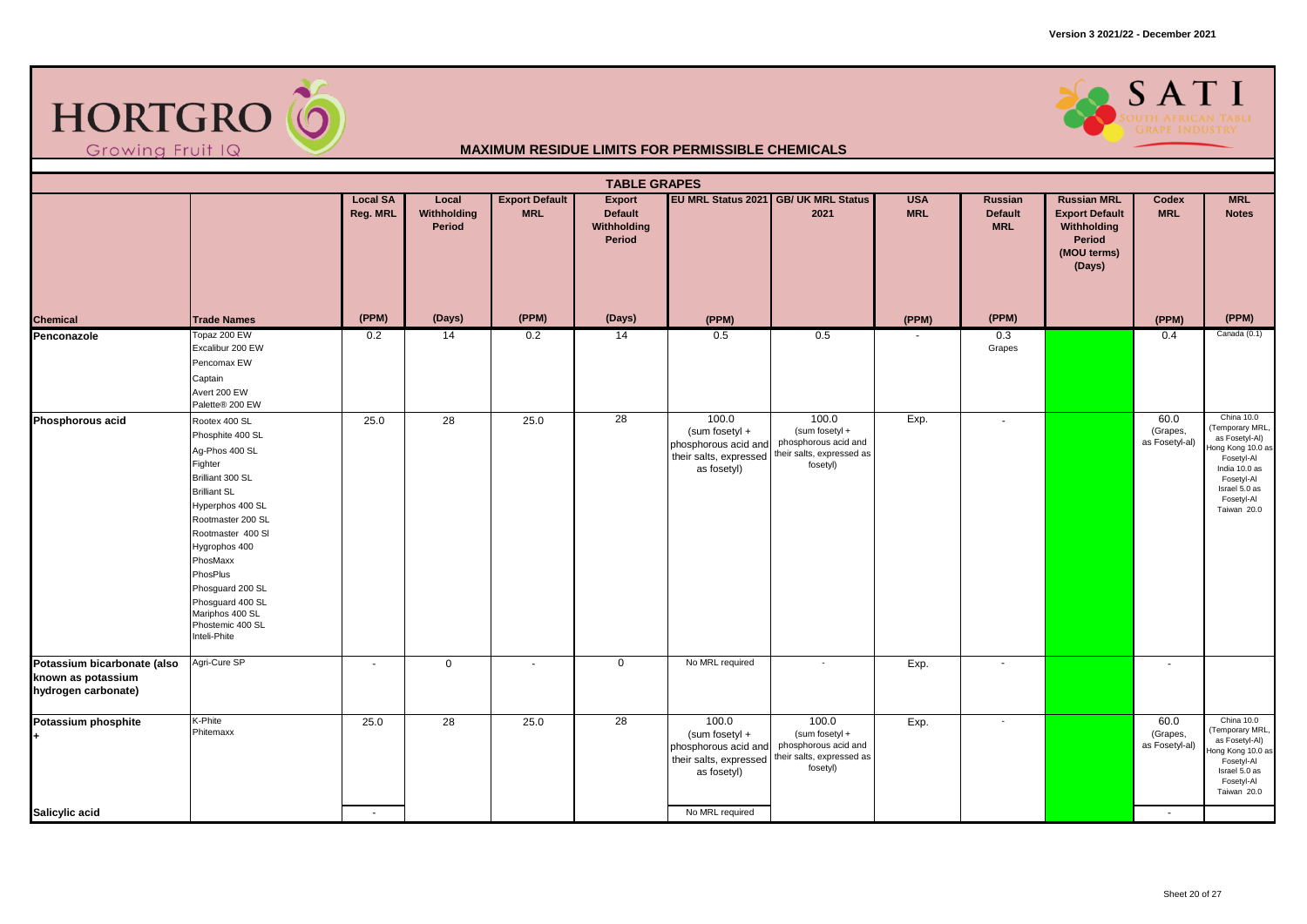Version 3 2021/22 - December 2021

# MAXIMUM RESIDUE LIMITS FOR PERMISSIBLE CHEMICALS

## TABLE GRAPES

| Chemical | Trade Names | Local SA Reg. MRL (PPM) | Local Withholding Period (Days) | Export Default MRL (PPM) | Export Default Withholding Period (Days) | EU MRL Status 2021 (PPM) | GB/ UK MRL Status 2021 | USA MRL (PPM) | Russian Default MRL (PPM) | Russian MRL Export Default Withholding Period (MOU terms) (Days) | Codex MRL (PPM) | MRL Notes (PPM) |
|---|---|---|---|---|---|---|---|---|---|---|---|---|
| **Penconazole** | Topaz 200 EW<br>Excalibur 200 EW<br>Pencomax EW<br>Captain<br>Avert 200 EW<br>Palette® 200 EW | 0.2 | 14 | 0.2 | 14 | 0.5 | 0.5 | - | 0.3 Grapes | | 0.4 | Canada (0.1) |
| **Phosphorous acid** | Rootex 400 SL<br>Phosphite 400 SL<br>Ag-Phos 400 SL<br>Fighter<br>Brilliant 300 SL<br>Brilliant SL<br>Hyperphos 400 SL<br>Rootmaster 200 SL<br>Rootmaster 400 Sl<br>Hygrophos 400<br>PhosMaxx<br>PhosPlus<br>Phosguard 200 SL<br>Phosguard 400 SL<br>Mariphos 400 SL<br>Phostemic 400 SL<br>Inteli-Phite | 25.0 | 28 | 25.0 | 28 | 100.0 (sum fosetyl + phosphorous acid and their salts, expressed as fosetyl) | 100.0 (sum fosetyl + phosphorous acid and their salts, expressed as fosetyl) | Exp. | - | | 60.0 (Grapes, as Fosetyl-al) | China 10.0 (Temporary MRL, as Fosetyl-Al) Hong Kong 10.0 as Fosetyl-Al India 10.0 as Fosetyl-Al Israel 5.0 as Fosetyl-Al Taiwan 20.0 |
| **Potassium bicarbonate (also known as potassium hydrogen carbonate)** | Agri-Cure SP | - | 0 | - | 0 | No MRL required | - | Exp. | - | | - | |
| **Potassium phosphite +** | K-Phite<br>Phitemaxx | 25.0 | 28 | 25.0 | 28 | 100.0 (sum fosetyl + phosphorous acid and their salts, expressed as fosetyl) | 100.0 (sum fosetyl + phosphorous acid and their salts, expressed as fosetyl) | Exp. | - | | 60.0 (Grapes, as Fosetyl-al) | China 10.0 (Temporary MRL, as Fosetyl-Al) Hong Kong 10.0 as Fosetyl-Al Israel 5.0 as Fosetyl-Al Taiwan 20.0 |
| **Salicylic acid** | | - | | | | No MRL required | | | | | - | |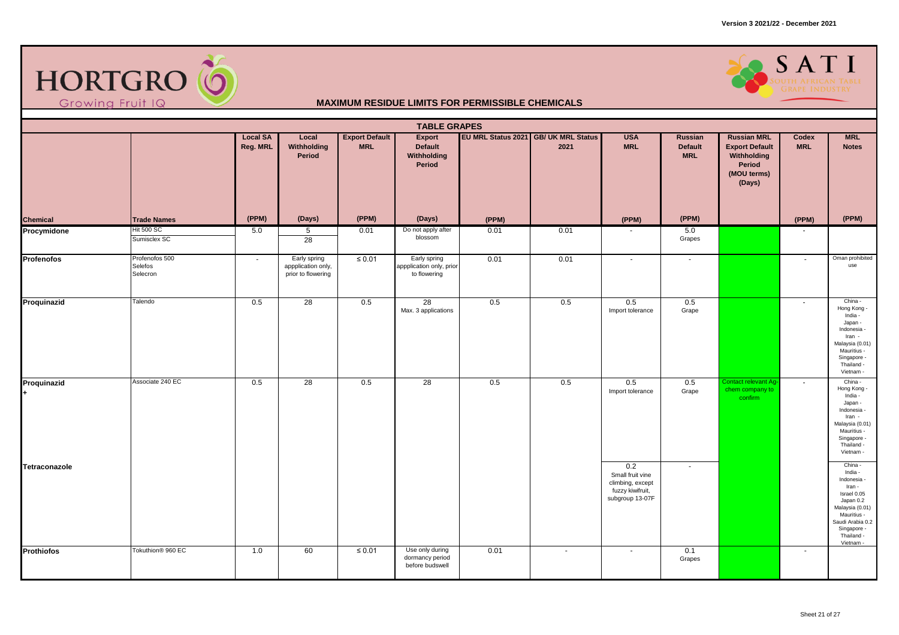# MAXIMUM RESIDUE LIMITS FOR PERMISSIBLE CHEMICALS

## TABLE GRAPES

| Chemical | Trade Names | Local SA Reg. MRL (PPM) | Local Withholding Period (Days) | Export Default MRL (PPM) | Export Default Withholding Period (Days) | EU MRL Status 2021 (PPM) | GB/ UK MRL Status 2021 | USA MRL (PPM) | Russian Default MRL (PPM) | Russian MRL Export Default Withholding Period (MOU terms) (Days) | Codex MRL (PPM) | MRL Notes (PPM) |
|---|---|---|---|---|---|---|---|---|---|---|---|---|
| Procymidone | Hit 500 SC<br>Sumisclex SC | 5.0 | 5<br>28 | 0.01 | Do not apply after blossom | 0.01 | 0.01 | - | 5.0 Grapes | | - | |
| Profenofos | Profenofos 500<br>Selefos<br>Selecron | - | Early spring appplication only, prior to flowering | ≤ 0.01 | Early spring appplication only, prior to flowering | 0.01 | 0.01 | - | - | | - | Oman prohibited use |
| Proquinazid | Talendo | 0.5 | 28 | 0.5 | 28<br>Max. 3 applications | 0.5 | 0.5 | 0.5<br>Import tolerance | 0.5<br>Grape | | - | China -<br>Hong Kong -<br>India -<br>Japan -<br>Indonesia -<br>Iran -<br>Malaysia (0.01)<br>Mauritius -<br>Singapore -<br>Thailand -<br>Vietnam - |
| Proquinazid<br>+ | Associate 240 EC | 0.5 | 28 | 0.5 | 28 | 0.5 | 0.5 | 0.5<br>Import tolerance | 0.5<br>Grape | Contact relevant Ag-chem company to confirm | - | China -<br>Hong Kong -<br>India -<br>Japan -<br>Indonesia -<br>Iran -<br>Malaysia (0.01)<br>Mauritius -<br>Singapore -<br>Thailand -<br>Vietnam - |
| Tetraconazole | | | | | | | | 0.2<br>Small fruit vine climbing, except fuzzy kiwifruit, subgroup 13-07F | - | | | China -<br>India -<br>Indonesia -<br>Iran -<br>Israel 0.05<br>Japan 0.2<br>Malaysia (0.01)<br>Mauritius -<br>Saudi Arabia 0.2<br>Singapore -<br>Thailand -<br>Vietnam - |
| Prothiofos | Tokuthion® 960 EC | 1.0 | 60 | ≤ 0.01 | Use only during dormancy period before budswell | 0.01 | - | - | 0.1<br>Grapes | | - | |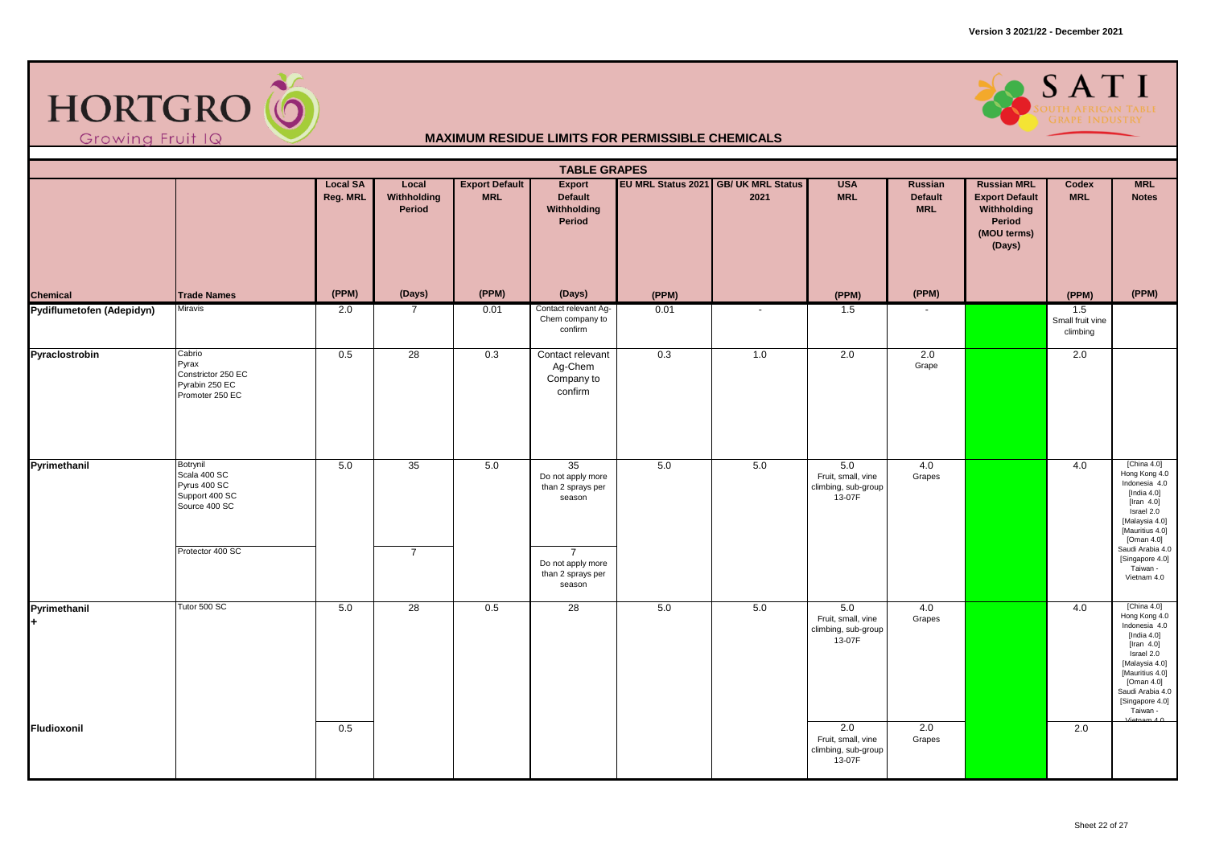## MAXIMUM RESIDUE LIMITS FOR PERMISSIBLE CHEMICALS

### TABLE GRAPES

| Chemical | Trade Names | Local SA Reg. MRL (PPM) | Local Withholding Period (Days) | Export Default MRL (PPM) | Export Default Withholding Period (Days) | EU MRL Status 2021 (PPM) | GB/ UK MRL Status 2021 | USA MRL (PPM) | Russian Default MRL (PPM) | Russian MRL Export Default Withholding Period (MOU terms) (Days) | Codex MRL (PPM) | MRL Notes (PPM) |
|---|---|---|---|---|---|---|---|---|---|---|---|---|
| **Pydiflumetofen (Adepidyn)** | Miravis | 2.0 | 7 | 0.01 | Contact relevant Ag-Chem company to confirm | 0.01 | - | 1.5 | - | | 1.5 Small fruit vine climbing | |
| **Pyraclostrobin** | Cabrio<br>Pyrax<br>Constrictor 250 EC<br>Pyrabin 250 EC<br>Promoter 250 EC | 0.5 | 28 | 0.3 | Contact relevant Ag-Chem Company to confirm | 0.3 | 1.0 | 2.0 | 2.0 Grape | | 2.0 | |
| **Pyrimethanil** | Botrynil<br>Scala 400 SC<br>Pyrus 400 SC<br>Support 400 SC<br>Source 400 SC | 5.0 | 35 | 5.0 | 35 Do not apply more than 2 sprays per season | 5.0 | 5.0 | 5.0 Fruit, small, vine climbing, sub-group 13-07F | 4.0 Grapes | | 4.0 | [China 4.0] Hong Kong 4.0 Indonesia 4.0 [India 4.0] [Iran 4.0] Israel 2.0 [Malaysia 4.0] [Mauritius 4.0] [Oman 4.0] Saudi Arabia 4.0 [Singapore 4.0] Taiwan - Vietnam 4.0 |
| | Protector 400 SC | | 7 | | 7 Do not apply more than 2 sprays per season | | | | | | | |
| **Pyrimethanil +** | Tutor 500 SC | 5.0 | 28 | 0.5 | 28 | 5.0 | 5.0 | 5.0 Fruit, small, vine climbing, sub-group 13-07F | 4.0 Grapes | | 4.0 | [China 4.0] Hong Kong 4.0 Indonesia 4.0 [India 4.0] [Iran 4.0] Israel 2.0 [Malaysia 4.0] [Mauritius 4.0] [Oman 4.0] Saudi Arabia 4.0 [Singapore 4.0] Taiwan - Vietnam 4.0 |
| **Fludioxonil** | | 0.5 | | | | | | 2.0 Fruit, small, vine climbing, sub-group 13-07F | 2.0 Grapes | | 2.0 | |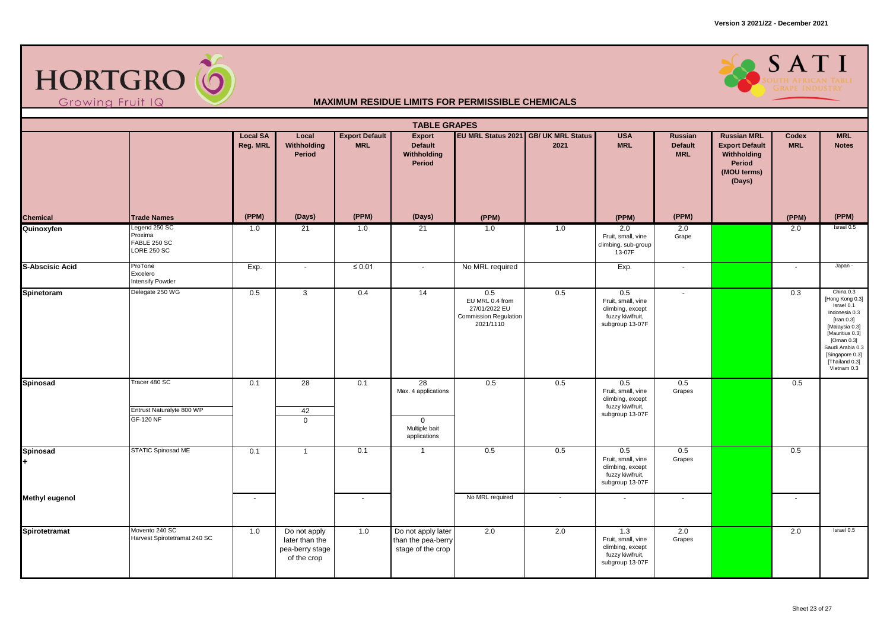Version 3 2021/22 - December 2021

HORTGRO Growing Fruit IQ

SATI South African Table Grape Industry

## MAXIMUM RESIDUE LIMITS FOR PERMISSIBLE CHEMICALS

### TABLE GRAPES

| Chemical | Trade Names | Local SA Reg. MRL (PPM) | Local Withholding Period (Days) | Export Default MRL (PPM) | Export Default Withholding Period (Days) | EU MRL Status 2021 (PPM) | GB/ UK MRL Status 2021 | USA MRL (PPM) | Russian Default MRL (PPM) | Russian MRL Export Default Withholding Period (MOU terms) (Days) | Codex MRL (PPM) | MRL Notes (PPM) |
|---|---|---|---|---|---|---|---|---|---|---|---|---|
| Quinoxyfen | Legend 250 SC<br>Proxima<br>FABLE 250 SC<br>LORE 250 SC | 1.0 | 21 | 1.0 | 21 | 1.0 | 1.0 | 2.0<br>Fruit, small, vine climbing, sub-group 13-07F | 2.0<br>Grape | | 2.0 | Israel 0.5 |
| S-Abscisic Acid | ProTone<br>Excelero<br>Intensify Powder | Exp. | - | ≤ 0.01 | - | No MRL required | | Exp. | - | | - | Japan - |
| Spinetoram | Delegate 250 WG | 0.5 | 3 | 0.4 | 14 | 0.5<br>EU MRL 0.4 from 27/01/2022 EU Commission Regulation 2021/1110 | 0.5 | 0.5<br>Fruit, small, vine climbing, except fuzzy kiwifruit, subgroup 13-07F | - | | 0.3 | China 0.3<br>[Hong Kong 0.3]<br>Israel 0.1<br>Indonesia 0.3<br>[Iran 0.3]<br>[Malaysia 0.3]<br>[Mauritius 0.3]<br>[Oman 0.3]<br>Saudi Arabia 0.3<br>[Singapore 0.3]<br>[Thailand 0.3]<br>Vietnam 0.3 |
| Spinosad | Tracer 480 SC | 0.1 | 28 | 0.1 | 28<br>Max. 4 applications | 0.5 | 0.5 | 0.5<br>Fruit, small, vine climbing, except fuzzy kiwifruit, subgroup 13-07F | 0.5<br>Grapes | | 0.5 | |
| | Entrust Naturalyte 800 WP | | 42 | | | | | | | | | |
| | GF-120 NF | | 0 | | 0<br>Multiple bait applications | | | | | | | |
| Spinosad<br>+ | STATIC Spinosad ME | 0.1 | 1 | 0.1 | 1 | 0.5 | 0.5 | 0.5<br>Fruit, small, vine climbing, except fuzzy kiwifruit, subgroup 13-07F | 0.5<br>Grapes | | 0.5 | |
| Methyl eugenol | | - | | - | | No MRL required | - | - | - | | - | |
| Spirotetramat | Movento 240 SC<br>Harvest Spirotetramat 240 SC | 1.0 | Do not apply later than the pea-berry stage of the crop | 1.0 | Do not apply later than the pea-berry stage of the crop | 2.0 | 2.0 | 1.3<br>Fruit, small, vine climbing, except fuzzy kiwifruit, subgroup 13-07F | 2.0<br>Grapes | | 2.0 | Israel 0.5 |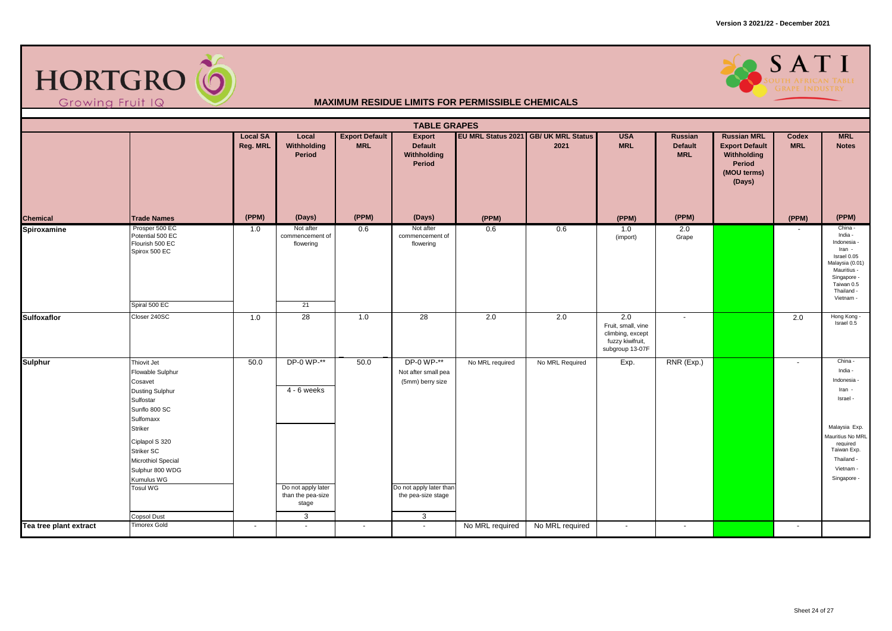# MAXIMUM RESIDUE LIMITS FOR PERMISSIBLE CHEMICALS

## TABLE GRAPES

| Chemical | Trade Names | Local SA Reg. MRL (PPM) | Local Withholding Period (Days) | Export Default MRL (PPM) | Export Default Withholding Period (Days) | EU MRL Status 2021 (PPM) | GB/ UK MRL Status 2021 | USA MRL (PPM) | Russian Default MRL (PPM) | Russian MRL Export Default Withholding Period (MOU terms) (Days) | Codex MRL (PPM) | MRL Notes (PPM) |
|---|---|---|---|---|---|---|---|---|---|---|---|---|
| **Spiroxamine** | Prosper 500 EC<br>Potential 500 EC<br>Flourish 500 EC<br>Spirox 500 EC | 1.0 | Not after commencement of flowering | 0.6 | Not after commencement of flowering | 0.6 | 0.6 | 1.0 (import) | 2.0 Grape | | - | China -<br>India -<br>Indonesia -<br>Iran -<br>Israel 0.05<br>Malaysia (0.01)<br>Mauritius -<br>Singapore -<br>Taiwan 0.5<br>Thailand -<br>Vietnam - |
| | Spiral 500 EC | | 21 | | | | | | | | | |
| **Sulfoxaflor** | Closer 240SC | 1.0 | 28 | 1.0 | 28 | 2.0 | 2.0 | 2.0 Fruit, small, vine climbing, except fuzzy kiwifruit, subgroup 13-07F | - | | 2.0 | Hong Kong -<br>Israel 0.5 |
| **Sulphur** | Thiovit Jet<br>Flowable Sulphur<br>Cosavet | 50.0 | DP-0 WP-** | 50.0 | DP-0 WP-**<br>Not after small pea (5mm) berry size | No MRL required | No MRL Required | Exp. | RNR (Exp.) | | - | China -<br>India -<br>Indonesia -<br>Iran -<br>Israel -<br>Malaysia Exp.<br>Mauritius No MRL required<br>Taiwan Exp.<br>Thailand -<br>Vietnam -<br>Singapore - |
| | Dusting Sulphur<br>Sulfostar<br>Sunflo 800 SC<br>Sulfomaxx | | 4 - 6 weeks | | | | | | | | | |
| | Striker<br>Ciplapol S 320<br>Striker SC<br>Microthiol Special<br>Sulphur 800 WDG<br>Kumulus WG<br>Tosul WG | | Do not apply later than the pea-size stage | | Do not apply later than the pea-size stage | | | | | | | |
| | Copsol Dust | | 3 | | 3 | | | | | | | |
| **Tea tree plant extract** | Timorex Gold | - | - | - | - | No MRL required | No MRL required | - | - | | - | |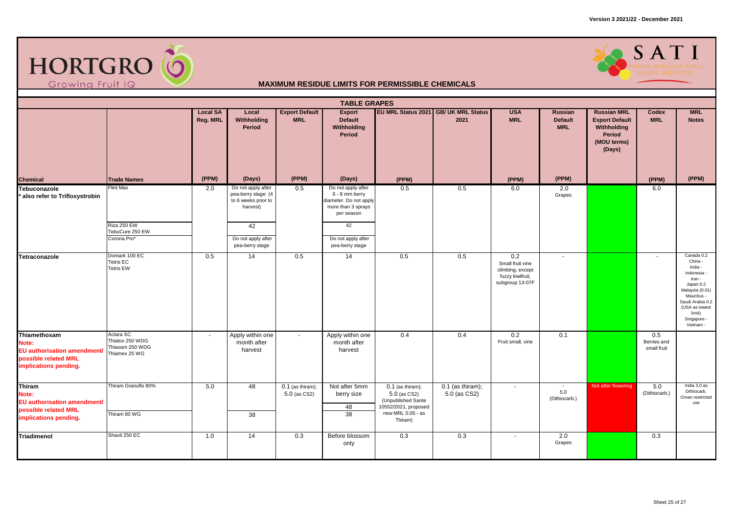**Version 3 2021/22 - December 2021**

HORTGRO Growing Fruit IQ

SATI South African Table Grape Industry

# MAXIMUM RESIDUE LIMITS FOR PERMISSIBLE CHEMICALS

## TABLE GRAPES

| Chemical | Trade Names | Local SA Reg. MRL (PPM) | Local Withholding Period (Days) | Export Default MRL (PPM) | Export Default Withholding Period (Days) | EU MRL Status 2021 (PPM) | GB/ UK MRL Status 2021 | USA MRL (PPM) | Russian Default MRL (PPM) | Russian MRL Export Default Withholding Period (MOU terms) (Days) | Codex MRL (PPM) | MRL Notes (PPM) |
|---|---|---|---|---|---|---|---|---|---|---|---|---|
| **Tebuconazole** * also refer to Trifloxystrobin | Flint Max | 2.0 | Do not apply after pea-berry stage (4 to 6 weeks prior to harvest) | 0.5 | Do not apply after 6 - 8 mm berry diameter. Do not apply more than 3 sprays per season | 0.5 | 0.5 | 6.0 | 2.0 Grapes | | 6.0 | |
| | Riza 250 EW<br>TebuCure 250 EW | | 42 | | 42 | | | | | | | |
| | Corona Pro* | | Do not apply after pea-berry stage | | Do not apply after pea-berry stage | | | | | | | |
| **Tetraconazole** | Domark 100 EC<br>Tetris EC<br>Tetris EW | 0.5 | 14 | 0.5 | 14 | 0.5 | 0.5 | 0.2 Small fruit vine climbing, except fuzzy kiwifruit, subgroup 13-07F | - | | - | Canada 0.2<br>China -<br>India -<br>Indonesia -<br>Iran -<br>Japan 0.2<br>Malaysia (0.01)<br>Mauritius -<br>Saudi Arabia 0.2 (USA as lowest limit)<br>Singapore -<br>Vietnam - |
| **Thiamethoxam** Note: EU authorisation amendment/ possible related MRL implications pending. | Actara SC<br>Thiatox 250 WDG<br>Thiaxam 250 WDG<br>Thiamex 25 WG | - | Apply within one month after harvest | - | Apply within one month after harvest | 0.4 | 0.4 | 0.2 Fruit small, vine | 0.1 | | 0.5 Berries and small fruit | |
| **Thiram** Note: EU authorisation amendment/ possible related MRL implications pending. | Thiram Granuflo 80% | 5.0 | 48 | 0.1 (as thiram); 5.0 (as CS2) | Not after 5mm berry size<br>48 | 0.1 (as thiram); 5.0 (as CS2) (Unpublished Sante 10552/2021, proposed new MRL 0.05 - as Thiram) | 0.1 (as thiram); 5.0 (as CS2) | - | -<br>5.0 (Dithiocarb.) | Not after flowering | 5.0 (Dithiocarb.) | India 3.0 as Dithiocarb. Oman restricted use |
| | Thiram 80 WG | | 38 | | 38 | | | | | | | |
| **Triadimenol** | Shavit 250 EC | 1.0 | 14 | 0.3 | Before blossom only | 0.3 | 0.3 | - | 2.0 Grapes | | 0.3 | |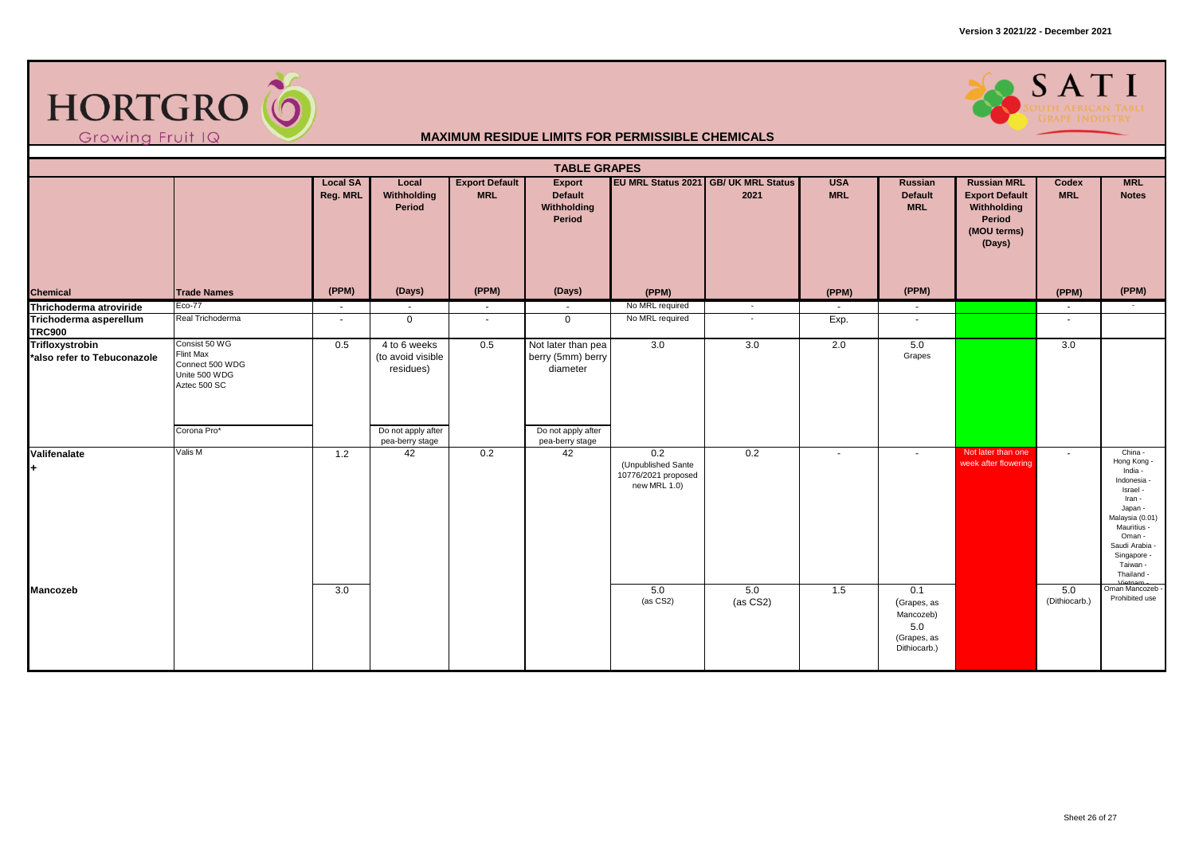Version 3 2021/22 - December 2021

HORTGRO Growing Fruit IQ

SATI SOUTH AFRICAN TABLE GRAPE INDUSTRY

## MAXIMUM RESIDUE LIMITS FOR PERMISSIBLE CHEMICALS

### TABLE GRAPES

| Chemical | Trade Names | Local SA Reg. MRL (PPM) | Local Withholding Period (Days) | Export Default MRL (PPM) | Export Default Withholding Period (Days) | EU MRL Status 2021 (PPM) | GB/ UK MRL Status 2021 | USA MRL (PPM) | Russian Default MRL (PPM) | Russian MRL Export Default Withholding Period (MOU terms) (Days) | Codex MRL (PPM) | MRL Notes (PPM) |
|---|---|---|---|---|---|---|---|---|---|---|---|---|
| **Thrichoderma atroviride** | Eco-77 | - | - | - | - | No MRL required | - | - | - | | - | - |
| **Trichoderma asperellum TRC900** | Real Trichoderma | - | 0 | - | 0 | No MRL required | - | Exp. | - | | - | |
| **Trifloxystrobin** *also refer to Tebuconazole | Consist 50 WG Flint Max Connect 500 WDG Unite 500 WDG Aztec 500 SC | 0.5 | 4 to 6 weeks (to avoid visible residues) | 0.5 | Not later than pea berry (5mm) berry diameter | 3.0 | 3.0 | 2.0 | 5.0 Grapes | | 3.0 | |
| | Corona Pro* | | Do not apply after pea-berry stage | | Do not apply after pea-berry stage | | | | | | | |
| **Valifenalate** **+** | Valis M | 1.2 | 42 | 0.2 | 42 | 0.2 (Unpublished Sante 10776/2021 proposed new MRL 1.0) | 0.2 | - | - | Not later than one week after flowering | - | China - Hong Kong - India - Indonesia - Israel - Iran - Japan - Malaysia (0.01) Mauritius - Oman - Saudi Arabia - Singapore - Taiwan - Thailand - Vietnam - |
| **Mancozeb** | | 3.0 | | | | 5.0 (as CS2) | 5.0 (as CS2) | 1.5 | 0.1 (Grapes, as Mancozeb) 5.0 (Grapes, as Dithiocarb.) | | 5.0 (Dithiocarb.) | Oman Mancozeb - Prohibited use |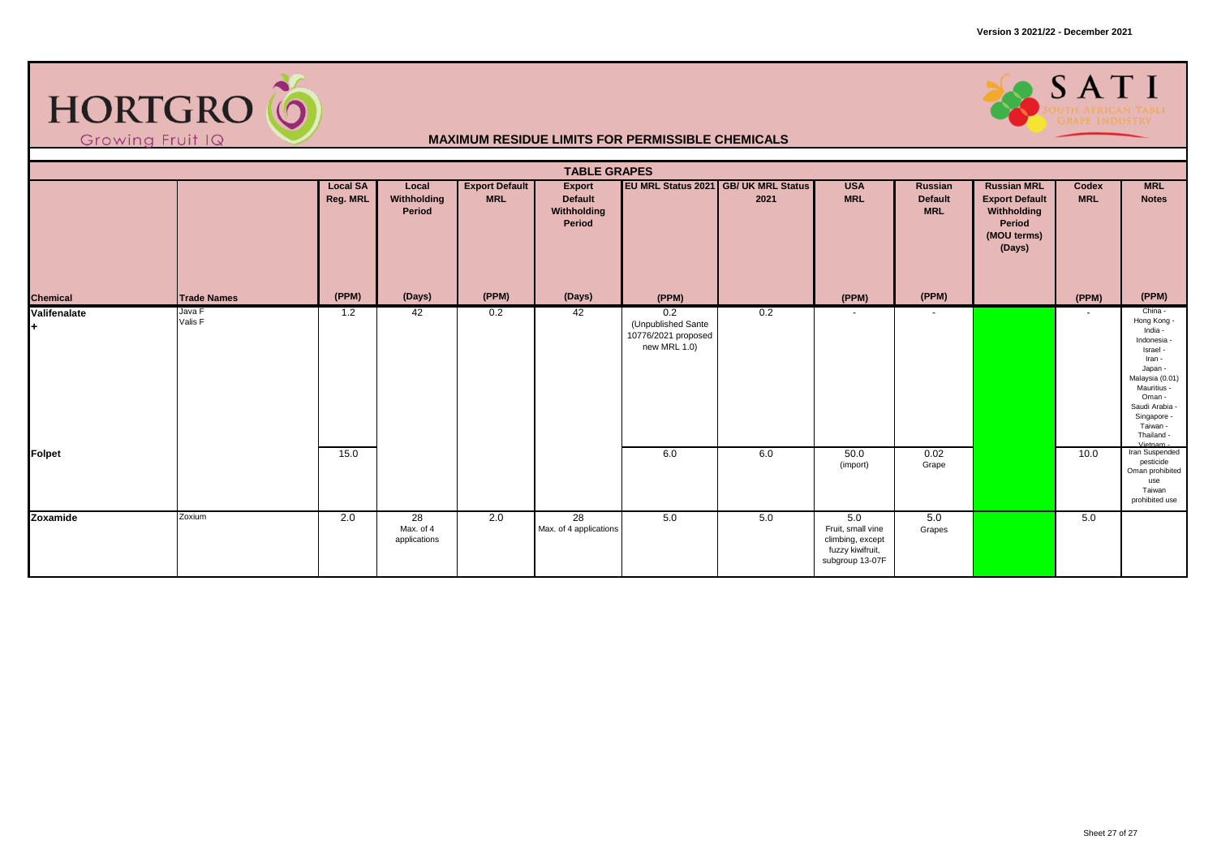# MAXIMUM RESIDUE LIMITS FOR PERMISSIBLE CHEMICALS

## TABLE GRAPES

| Chemical | Trade Names | Local SA Reg. MRL (PPM) | Local Withholding Period (Days) | Export Default MRL (PPM) | Export Default Withholding Period (Days) | EU MRL Status 2021 (PPM) | GB/ UK MRL Status 2021 | USA MRL (PPM) | Russian Default MRL (PPM) | Russian MRL Export Default Withholding Period (MOU terms) (Days) | Codex MRL (PPM) | MRL Notes (PPM) |
|---|---|---|---|---|---|---|---|---|---|---|---|---|
| **Valifenalate** + | Java F Valis F | 1.2 | 42 | 0.2 | 42 | 0.2 (Unpublished Sante 10776/2021 proposed new MRL 1.0) | 0.2 | - | - | | - | China - Hong Kong - India - Indonesia - Israel - Iran - Japan - Malaysia (0.01) Mauritius - Oman - Saudi Arabia - Singapore - Taiwan - Thailand - Vietnam - |
| **Folpet** | | 15.0 | | | | 6.0 | 6.0 | 50.0 (import) | 0.02 Grape | | 10.0 | Iran Suspended pesticide Oman prohibited use Taiwan prohibited use |
| **Zoxamide** | Zoxium | 2.0 | 28 Max. of 4 applications | 2.0 | 28 Max. of 4 applications | 5.0 | 5.0 | 5.0 Fruit, small vine climbing, except fuzzy kiwifruit, subgroup 13-07F | 5.0 Grapes | | 5.0 | |